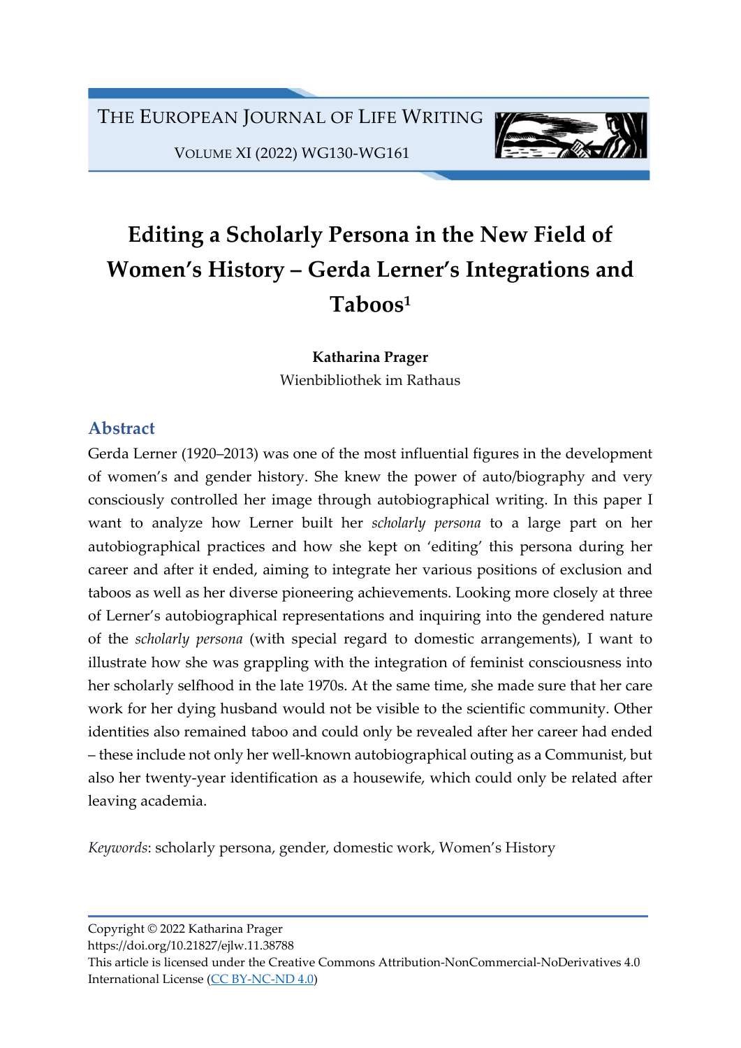# Editing a Scholarly Persona in the New Field of Women's History – Gerda Lerner's Integrations and Taboos[1]

**Katharina Prager**

Wienbibliothek im Rathaus

## Abstract

Gerda Lerner (1920–2013) was one of the most influential figures in the development of women's and gender history. She knew the power of auto/biography and very consciously controlled her image through autobiographical writing. In this paper I want to analyze how Lerner built her *scholarly persona* to a large part on her autobiographical practices and how she kept on 'editing' this persona during her career and after it ended, aiming to integrate her various positions of exclusion and taboos as well as her diverse pioneering achievements. Looking more closely at three of Lerner's autobiographical representations and inquiring into the gendered nature of the *scholarly persona* (with special regard to domestic arrangements), I want to illustrate how she was grappling with the integration of feminist consciousness into her scholarly selfhood in the late 1970s. At the same time, she made sure that her care work for her dying husband would not be visible to the scientific community. Other identities also remained taboo and could only be revealed after her career had ended – these include not only her well-known autobiographical outing as a Communist, but also her twenty-year identification as a housewife, which could only be related after leaving academia.

*Keywords*: scholarly persona, gender, domestic work, Women's History

---

Copyright © 2022 Katharina Prager
https://doi.org/10.21827/ejlw.11.38788
This article is licensed under the Creative Commons Attribution-NonCommercial-NoDerivatives 4.0 International License (CC BY-NC-ND 4.0)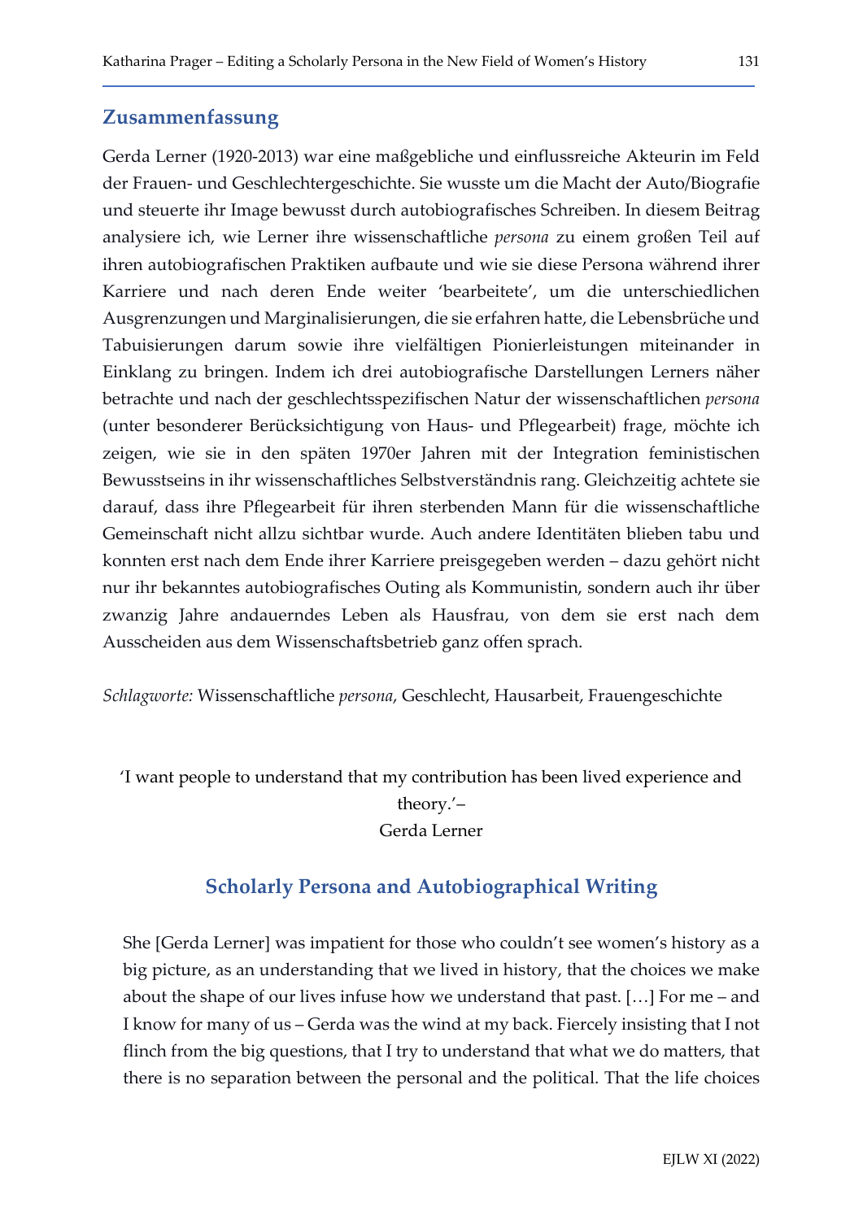## Zusammenfassung

Gerda Lerner (1920-2013) war eine maßgebliche und einflussreiche Akteurin im Feld der Frauen- und Geschlechtergeschichte. Sie wusste um die Macht der Auto/Biografie und steuerte ihr Image bewusst durch autobiografisches Schreiben. In diesem Beitrag analysiere ich, wie Lerner ihre wissenschaftliche *persona* zu einem großen Teil auf ihren autobiografischen Praktiken aufbaute und wie sie diese Persona während ihrer Karriere und nach deren Ende weiter 'bearbeitete', um die unterschiedlichen Ausgrenzungen und Marginalisierungen, die sie erfahren hatte, die Lebensbrüche und Tabuisierungen darum sowie ihre vielfältigen Pionierleistungen miteinander in Einklang zu bringen. Indem ich drei autobiografische Darstellungen Lerners näher betrachte und nach der geschlechtsspezifischen Natur der wissenschaftlichen *persona* (unter besonderer Berücksichtigung von Haus- und Pflegearbeit) frage, möchte ich zeigen, wie sie in den späten 1970er Jahren mit der Integration feministischen Bewusstseins in ihr wissenschaftliches Selbstverständnis rang. Gleichzeitig achtete sie darauf, dass ihre Pflegearbeit für ihren sterbenden Mann für die wissenschaftliche Gemeinschaft nicht allzu sichtbar wurde. Auch andere Identitäten blieben tabu und konnten erst nach dem Ende ihrer Karriere preisgegeben werden – dazu gehört nicht nur ihr bekanntes autobiografisches Outing als Kommunistin, sondern auch ihr über zwanzig Jahre andauerndes Leben als Hausfrau, von dem sie erst nach dem Ausscheiden aus dem Wissenschaftsbetrieb ganz offen sprach.

*Schlagworte:* Wissenschaftliche *persona*, Geschlecht, Hausarbeit, Frauengeschichte

'I want people to understand that my contribution has been lived experience and theory.'–
Gerda Lerner

## Scholarly Persona and Autobiographical Writing

> She [Gerda Lerner] was impatient for those who couldn't see women's history as a big picture, as an understanding that we lived in history, that the choices we make about the shape of our lives infuse how we understand that past. […] For me – and I know for many of us – Gerda was the wind at my back. Fiercely insisting that I not flinch from the big questions, that I try to understand that what we do matters, that there is no separation between the personal and the political. That the life choices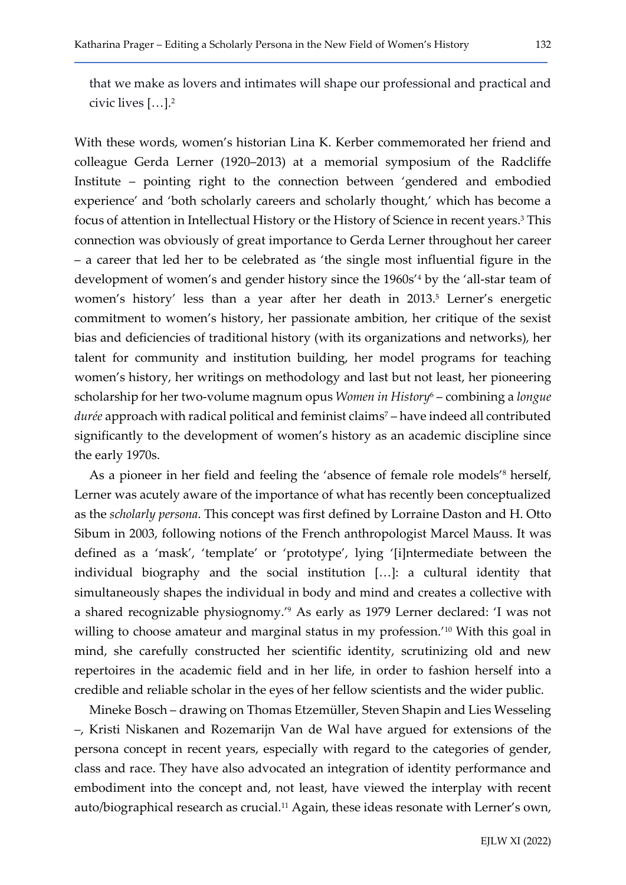that we make as lovers and intimates will shape our professional and practical and civic lives […].[2]

With these words, women's historian Lina K. Kerber commemorated her friend and colleague Gerda Lerner (1920–2013) at a memorial symposium of the Radcliffe Institute – pointing right to the connection between 'gendered and embodied experience' and 'both scholarly careers and scholarly thought,' which has become a focus of attention in Intellectual History or the History of Science in recent years.[3] This connection was obviously of great importance to Gerda Lerner throughout her career – a career that led her to be celebrated as 'the single most influential figure in the development of women's and gender history since the 1960s'[4] by the 'all-star team of women's history' less than a year after her death in 2013.[5] Lerner's energetic commitment to women's history, her passionate ambition, her critique of the sexist bias and deficiencies of traditional history (with its organizations and networks), her talent for community and institution building, her model programs for teaching women's history, her writings on methodology and last but not least, her pioneering scholarship for her two-volume magnum opus *Women in History*[6] – combining a *longue durée* approach with radical political and feminist claims[7] – have indeed all contributed significantly to the development of women's history as an academic discipline since the early 1970s.

As a pioneer in her field and feeling the 'absence of female role models'[8] herself, Lerner was acutely aware of the importance of what has recently been conceptualized as the *scholarly persona*. This concept was first defined by Lorraine Daston and H. Otto Sibum in 2003, following notions of the French anthropologist Marcel Mauss. It was defined as a 'mask', 'template' or 'prototype', lying '[i]ntermediate between the individual biography and the social institution […]: a cultural identity that simultaneously shapes the individual in body and mind and creates a collective with a shared recognizable physiognomy.'[9] As early as 1979 Lerner declared: 'I was not willing to choose amateur and marginal status in my profession.'[10] With this goal in mind, she carefully constructed her scientific identity, scrutinizing old and new repertoires in the academic field and in her life, in order to fashion herself into a credible and reliable scholar in the eyes of her fellow scientists and the wider public.

Mineke Bosch – drawing on Thomas Etzemüller, Steven Shapin and Lies Wesseling –, Kristi Niskanen and Rozemarijn Van de Wal have argued for extensions of the persona concept in recent years, especially with regard to the categories of gender, class and race. They have also advocated an integration of identity performance and embodiment into the concept and, not least, have viewed the interplay with recent auto/biographical research as crucial.[11] Again, these ideas resonate with Lerner's own,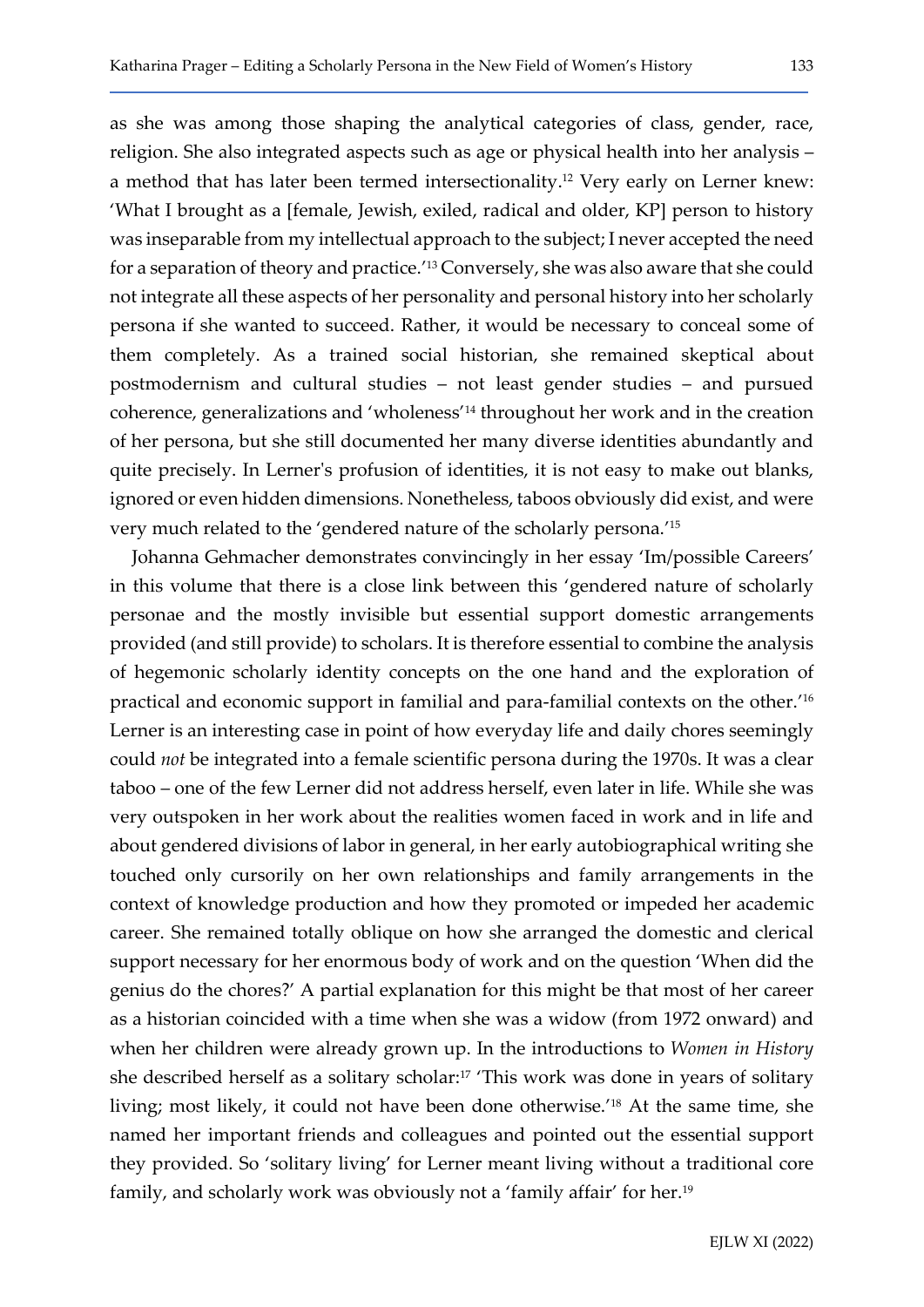as she was among those shaping the analytical categories of class, gender, race, religion. She also integrated aspects such as age or physical health into her analysis – a method that has later been termed intersectionality.[12] Very early on Lerner knew: 'What I brought as a [female, Jewish, exiled, radical and older, KP] person to history was inseparable from my intellectual approach to the subject; I never accepted the need for a separation of theory and practice.'[13] Conversely, she was also aware that she could not integrate all these aspects of her personality and personal history into her scholarly persona if she wanted to succeed. Rather, it would be necessary to conceal some of them completely. As a trained social historian, she remained skeptical about postmodernism and cultural studies – not least gender studies – and pursued coherence, generalizations and 'wholeness'[14] throughout her work and in the creation of her persona, but she still documented her many diverse identities abundantly and quite precisely. In Lerner's profusion of identities, it is not easy to make out blanks, ignored or even hidden dimensions. Nonetheless, taboos obviously did exist, and were very much related to the 'gendered nature of the scholarly persona.'[15]

Johanna Gehmacher demonstrates convincingly in her essay 'Im/possible Careers' in this volume that there is a close link between this 'gendered nature of scholarly personae and the mostly invisible but essential support domestic arrangements provided (and still provide) to scholars. It is therefore essential to combine the analysis of hegemonic scholarly identity concepts on the one hand and the exploration of practical and economic support in familial and para-familial contexts on the other.'[16] Lerner is an interesting case in point of how everyday life and daily chores seemingly could *not* be integrated into a female scientific persona during the 1970s. It was a clear taboo – one of the few Lerner did not address herself, even later in life. While she was very outspoken in her work about the realities women faced in work and in life and about gendered divisions of labor in general, in her early autobiographical writing she touched only cursorily on her own relationships and family arrangements in the context of knowledge production and how they promoted or impeded her academic career. She remained totally oblique on how she arranged the domestic and clerical support necessary for her enormous body of work and on the question 'When did the genius do the chores?' A partial explanation for this might be that most of her career as a historian coincided with a time when she was a widow (from 1972 onward) and when her children were already grown up. In the introductions to *Women in History* she described herself as a solitary scholar:[17] 'This work was done in years of solitary living; most likely, it could not have been done otherwise.'[18] At the same time, she named her important friends and colleagues and pointed out the essential support they provided. So 'solitary living' for Lerner meant living without a traditional core family, and scholarly work was obviously not a 'family affair' for her.[19]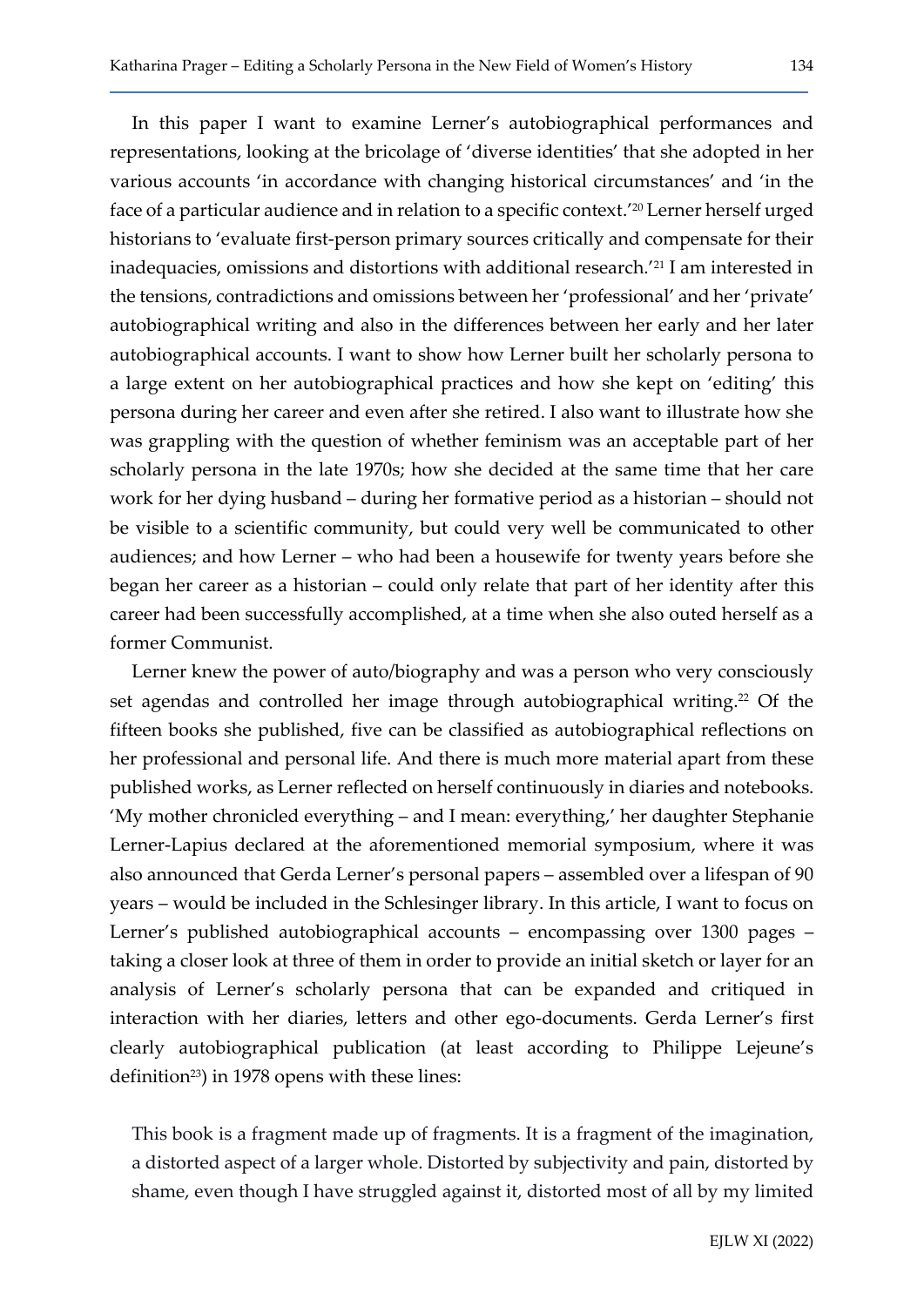In this paper I want to examine Lerner's autobiographical performances and representations, looking at the bricolage of 'diverse identities' that she adopted in her various accounts 'in accordance with changing historical circumstances' and 'in the face of a particular audience and in relation to a specific context.'[20] Lerner herself urged historians to 'evaluate first-person primary sources critically and compensate for their inadequacies, omissions and distortions with additional research.'[21] I am interested in the tensions, contradictions and omissions between her 'professional' and her 'private' autobiographical writing and also in the differences between her early and her later autobiographical accounts. I want to show how Lerner built her scholarly persona to a large extent on her autobiographical practices and how she kept on 'editing' this persona during her career and even after she retired. I also want to illustrate how she was grappling with the question of whether feminism was an acceptable part of her scholarly persona in the late 1970s; how she decided at the same time that her care work for her dying husband – during her formative period as a historian – should not be visible to a scientific community, but could very well be communicated to other audiences; and how Lerner – who had been a housewife for twenty years before she began her career as a historian – could only relate that part of her identity after this career had been successfully accomplished, at a time when she also outed herself as a former Communist.

Lerner knew the power of auto/biography and was a person who very consciously set agendas and controlled her image through autobiographical writing.[22] Of the fifteen books she published, five can be classified as autobiographical reflections on her professional and personal life. And there is much more material apart from these published works, as Lerner reflected on herself continuously in diaries and notebooks. 'My mother chronicled everything – and I mean: everything,' her daughter Stephanie Lerner-Lapius declared at the aforementioned memorial symposium, where it was also announced that Gerda Lerner's personal papers – assembled over a lifespan of 90 years – would be included in the Schlesinger library. In this article, I want to focus on Lerner's published autobiographical accounts – encompassing over 1300 pages – taking a closer look at three of them in order to provide an initial sketch or layer for an analysis of Lerner's scholarly persona that can be expanded and critiqued in interaction with her diaries, letters and other ego-documents. Gerda Lerner's first clearly autobiographical publication (at least according to Philippe Lejeune's definition[23]) in 1978 opens with these lines:

> This book is a fragment made up of fragments. It is a fragment of the imagination, a distorted aspect of a larger whole. Distorted by subjectivity and pain, distorted by shame, even though I have struggled against it, distorted most of all by my limited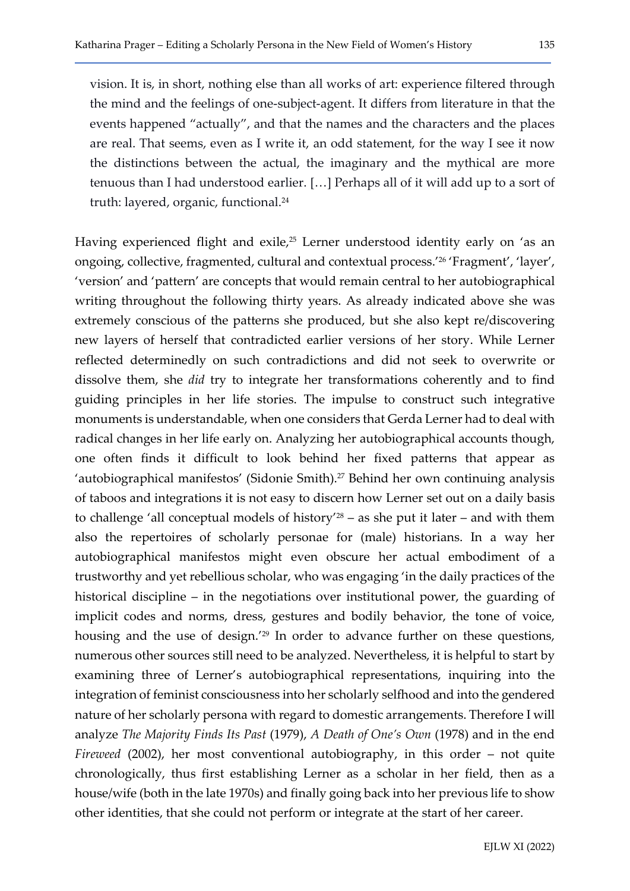vision. It is, in short, nothing else than all works of art: experience filtered through the mind and the feelings of one-subject-agent. It differs from literature in that the events happened "actually", and that the names and the characters and the places are real. That seems, even as I write it, an odd statement, for the way I see it now the distinctions between the actual, the imaginary and the mythical are more tenuous than I had understood earlier. […] Perhaps all of it will add up to a sort of truth: layered, organic, functional.[24]

Having experienced flight and exile,[25] Lerner understood identity early on 'as an ongoing, collective, fragmented, cultural and contextual process.'[26] 'Fragment', 'layer', 'version' and 'pattern' are concepts that would remain central to her autobiographical writing throughout the following thirty years. As already indicated above she was extremely conscious of the patterns she produced, but she also kept re/discovering new layers of herself that contradicted earlier versions of her story. While Lerner reflected determinedly on such contradictions and did not seek to overwrite or dissolve them, she *did* try to integrate her transformations coherently and to find guiding principles in her life stories. The impulse to construct such integrative monuments is understandable, when one considers that Gerda Lerner had to deal with radical changes in her life early on. Analyzing her autobiographical accounts though, one often finds it difficult to look behind her fixed patterns that appear as 'autobiographical manifestos' (Sidonie Smith).[27] Behind her own continuing analysis of taboos and integrations it is not easy to discern how Lerner set out on a daily basis to challenge 'all conceptual models of history'[28] – as she put it later – and with them also the repertoires of scholarly personae for (male) historians. In a way her autobiographical manifestos might even obscure her actual embodiment of a trustworthy and yet rebellious scholar, who was engaging 'in the daily practices of the historical discipline – in the negotiations over institutional power, the guarding of implicit codes and norms, dress, gestures and bodily behavior, the tone of voice, housing and the use of design.'[29] In order to advance further on these questions, numerous other sources still need to be analyzed. Nevertheless, it is helpful to start by examining three of Lerner's autobiographical representations, inquiring into the integration of feminist consciousness into her scholarly selfhood and into the gendered nature of her scholarly persona with regard to domestic arrangements. Therefore I will analyze *The Majority Finds Its Past* (1979), *A Death of One's Own* (1978) and in the end *Fireweed* (2002), her most conventional autobiography, in this order – not quite chronologically, thus first establishing Lerner as a scholar in her field, then as a house/wife (both in the late 1970s) and finally going back into her previous life to show other identities, that she could not perform or integrate at the start of her career.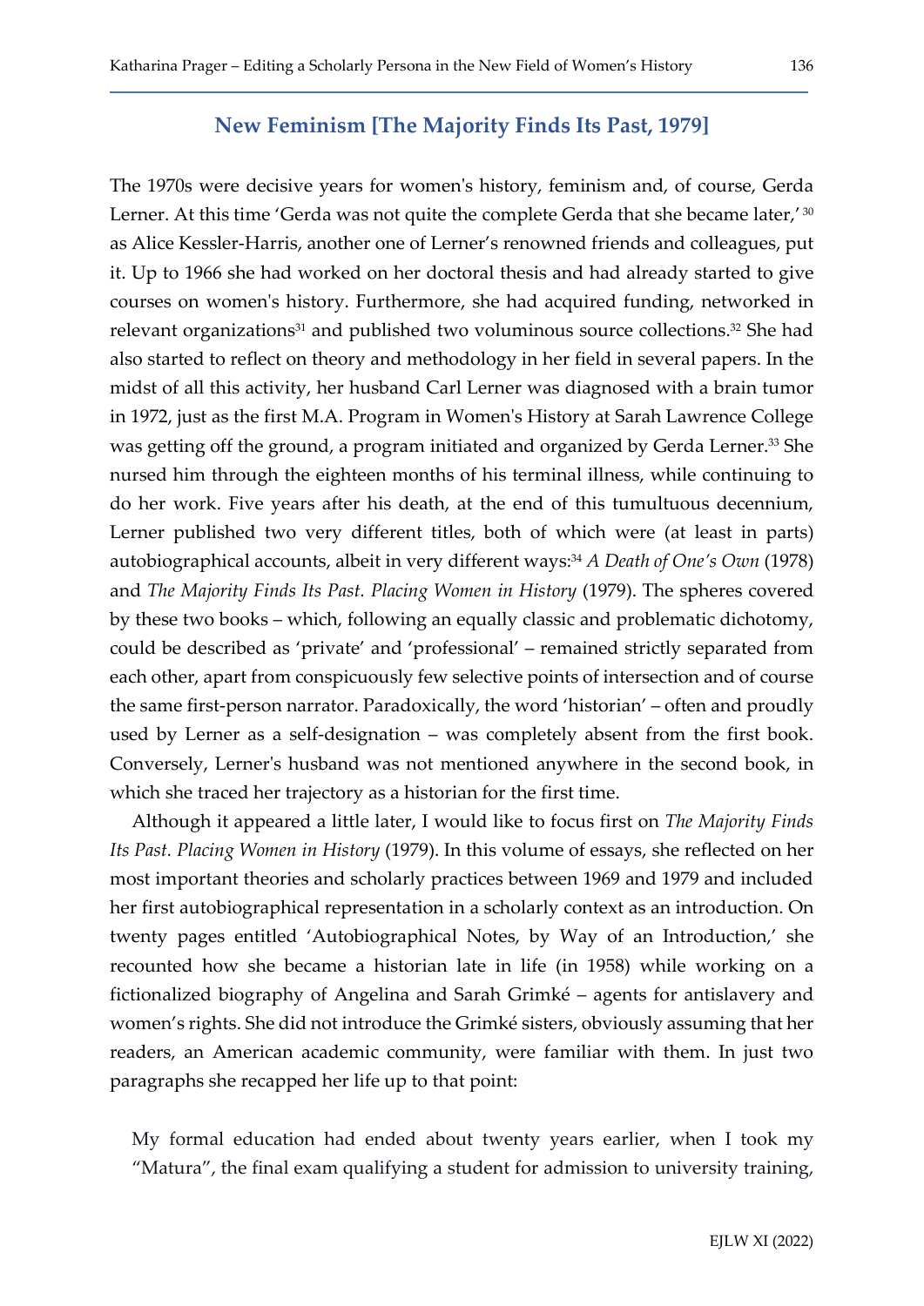## New Feminism [The Majority Finds Its Past, 1979]

The 1970s were decisive years for women's history, feminism and, of course, Gerda Lerner. At this time 'Gerda was not quite the complete Gerda that she became later,' [30] as Alice Kessler-Harris, another one of Lerner's renowned friends and colleagues, put it. Up to 1966 she had worked on her doctoral thesis and had already started to give courses on women's history. Furthermore, she had acquired funding, networked in relevant organizations[31] and published two voluminous source collections.[32] She had also started to reflect on theory and methodology in her field in several papers. In the midst of all this activity, her husband Carl Lerner was diagnosed with a brain tumor in 1972, just as the first M.A. Program in Women's History at Sarah Lawrence College was getting off the ground, a program initiated and organized by Gerda Lerner.[33] She nursed him through the eighteen months of his terminal illness, while continuing to do her work. Five years after his death, at the end of this tumultuous decennium, Lerner published two very different titles, both of which were (at least in parts) autobiographical accounts, albeit in very different ways:[34] *A Death of One's Own* (1978) and *The Majority Finds Its Past. Placing Women in History* (1979). The spheres covered by these two books – which, following an equally classic and problematic dichotomy, could be described as 'private' and 'professional' – remained strictly separated from each other, apart from conspicuously few selective points of intersection and of course the same first-person narrator. Paradoxically, the word 'historian' – often and proudly used by Lerner as a self-designation – was completely absent from the first book. Conversely, Lerner's husband was not mentioned anywhere in the second book, in which she traced her trajectory as a historian for the first time.

Although it appeared a little later, I would like to focus first on *The Majority Finds Its Past. Placing Women in History* (1979). In this volume of essays, she reflected on her most important theories and scholarly practices between 1969 and 1979 and included her first autobiographical representation in a scholarly context as an introduction. On twenty pages entitled 'Autobiographical Notes, by Way of an Introduction,' she recounted how she became a historian late in life (in 1958) while working on a fictionalized biography of Angelina and Sarah Grimké – agents for antislavery and women's rights. She did not introduce the Grimké sisters, obviously assuming that her readers, an American academic community, were familiar with them. In just two paragraphs she recapped her life up to that point:

> My formal education had ended about twenty years earlier, when I took my "Matura", the final exam qualifying a student for admission to university training,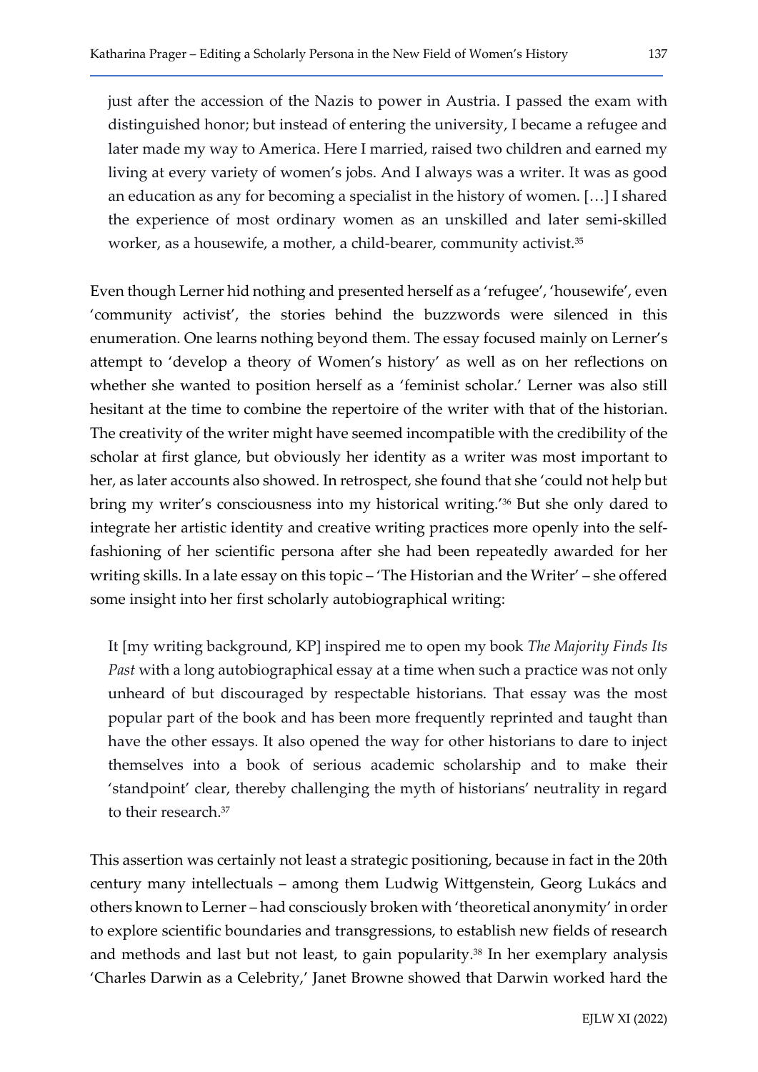> just after the accession of the Nazis to power in Austria. I passed the exam with distinguished honor; but instead of entering the university, I became a refugee and later made my way to America. Here I married, raised two children and earned my living at every variety of women's jobs. And I always was a writer. It was as good an education as any for becoming a specialist in the history of women. […] I shared the experience of most ordinary women as an unskilled and later semi-skilled worker, as a housewife, a mother, a child-bearer, community activist.[35]

Even though Lerner hid nothing and presented herself as a 'refugee', 'housewife', even 'community activist', the stories behind the buzzwords were silenced in this enumeration. One learns nothing beyond them. The essay focused mainly on Lerner's attempt to 'develop a theory of Women's history' as well as on her reflections on whether she wanted to position herself as a 'feminist scholar.' Lerner was also still hesitant at the time to combine the repertoire of the writer with that of the historian. The creativity of the writer might have seemed incompatible with the credibility of the scholar at first glance, but obviously her identity as a writer was most important to her, as later accounts also showed. In retrospect, she found that she 'could not help but bring my writer's consciousness into my historical writing.'[36] But she only dared to integrate her artistic identity and creative writing practices more openly into the self-fashioning of her scientific persona after she had been repeatedly awarded for her writing skills. In a late essay on this topic – 'The Historian and the Writer' – she offered some insight into her first scholarly autobiographical writing:

> It [my writing background, KP] inspired me to open my book *The Majority Finds Its Past* with a long autobiographical essay at a time when such a practice was not only unheard of but discouraged by respectable historians. That essay was the most popular part of the book and has been more frequently reprinted and taught than have the other essays. It also opened the way for other historians to dare to inject themselves into a book of serious academic scholarship and to make their 'standpoint' clear, thereby challenging the myth of historians' neutrality in regard to their research.[37]

This assertion was certainly not least a strategic positioning, because in fact in the 20th century many intellectuals – among them Ludwig Wittgenstein, Georg Lukács and others known to Lerner – had consciously broken with 'theoretical anonymity' in order to explore scientific boundaries and transgressions, to establish new fields of research and methods and last but not least, to gain popularity.[38] In her exemplary analysis 'Charles Darwin as a Celebrity,' Janet Browne showed that Darwin worked hard the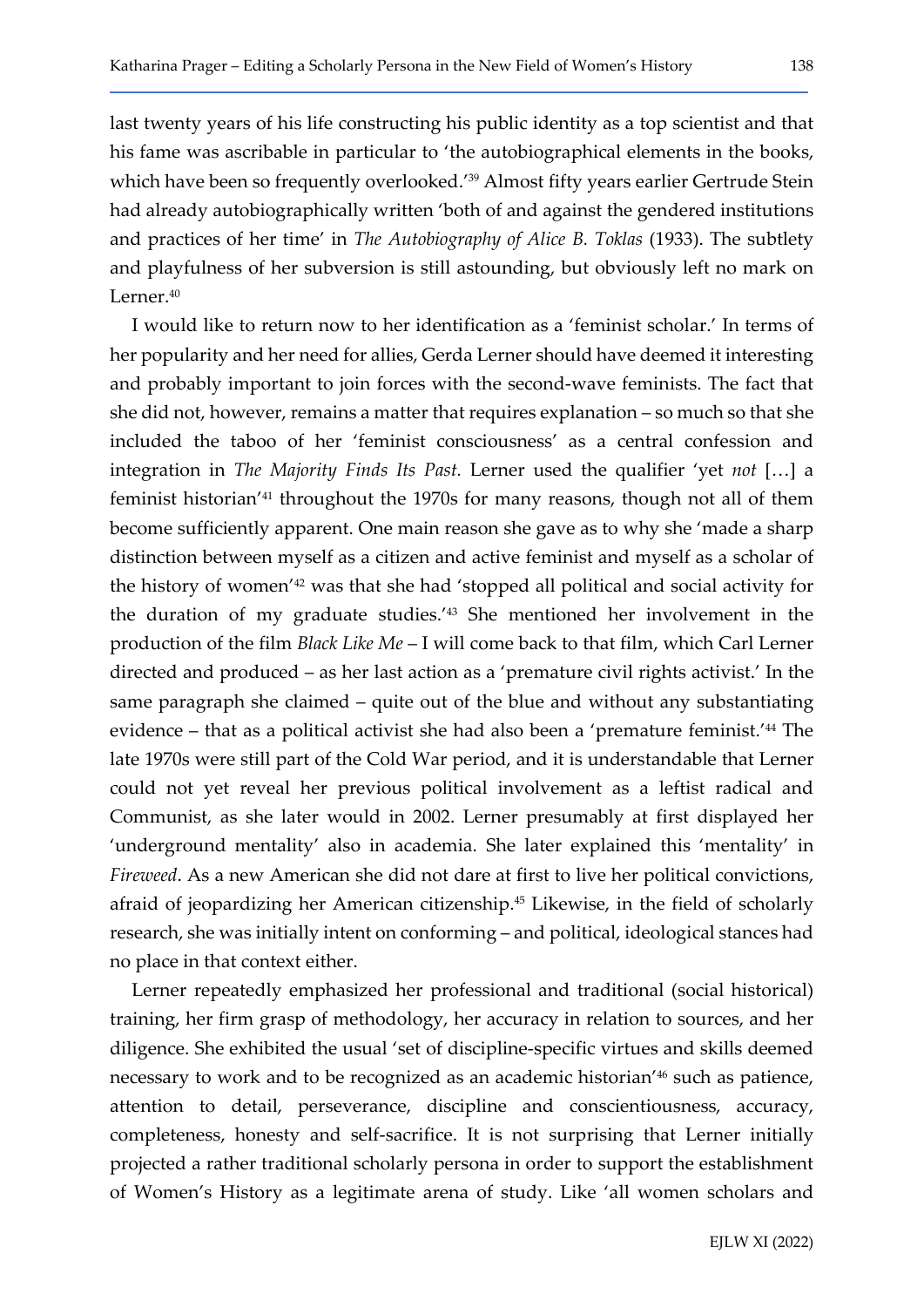last twenty years of his life constructing his public identity as a top scientist and that his fame was ascribable in particular to 'the autobiographical elements in the books, which have been so frequently overlooked.'[39] Almost fifty years earlier Gertrude Stein had already autobiographically written 'both of and against the gendered institutions and practices of her time' in *The Autobiography of Alice B. Toklas* (1933). The subtlety and playfulness of her subversion is still astounding, but obviously left no mark on Lerner.[40]

I would like to return now to her identification as a 'feminist scholar.' In terms of her popularity and her need for allies, Gerda Lerner should have deemed it interesting and probably important to join forces with the second-wave feminists. The fact that she did not, however, remains a matter that requires explanation – so much so that she included the taboo of her 'feminist consciousness' as a central confession and integration in *The Majority Finds Its Past.* Lerner used the qualifier 'yet *not* […] a feminist historian'[41] throughout the 1970s for many reasons, though not all of them become sufficiently apparent. One main reason she gave as to why she 'made a sharp distinction between myself as a citizen and active feminist and myself as a scholar of the history of women'[42] was that she had 'stopped all political and social activity for the duration of my graduate studies.'[43] She mentioned her involvement in the production of the film *Black Like Me* – I will come back to that film, which Carl Lerner directed and produced – as her last action as a 'premature civil rights activist.' In the same paragraph she claimed – quite out of the blue and without any substantiating evidence – that as a political activist she had also been a 'premature feminist.'[44] The late 1970s were still part of the Cold War period, and it is understandable that Lerner could not yet reveal her previous political involvement as a leftist radical and Communist, as she later would in 2002. Lerner presumably at first displayed her 'underground mentality' also in academia. She later explained this 'mentality' in *Fireweed*. As a new American she did not dare at first to live her political convictions, afraid of jeopardizing her American citizenship.[45] Likewise, in the field of scholarly research, she was initially intent on conforming – and political, ideological stances had no place in that context either.

Lerner repeatedly emphasized her professional and traditional (social historical) training, her firm grasp of methodology, her accuracy in relation to sources, and her diligence. She exhibited the usual 'set of discipline-specific virtues and skills deemed necessary to work and to be recognized as an academic historian'[46] such as patience, attention to detail, perseverance, discipline and conscientiousness, accuracy, completeness, honesty and self-sacrifice. It is not surprising that Lerner initially projected a rather traditional scholarly persona in order to support the establishment of Women's History as a legitimate arena of study. Like 'all women scholars and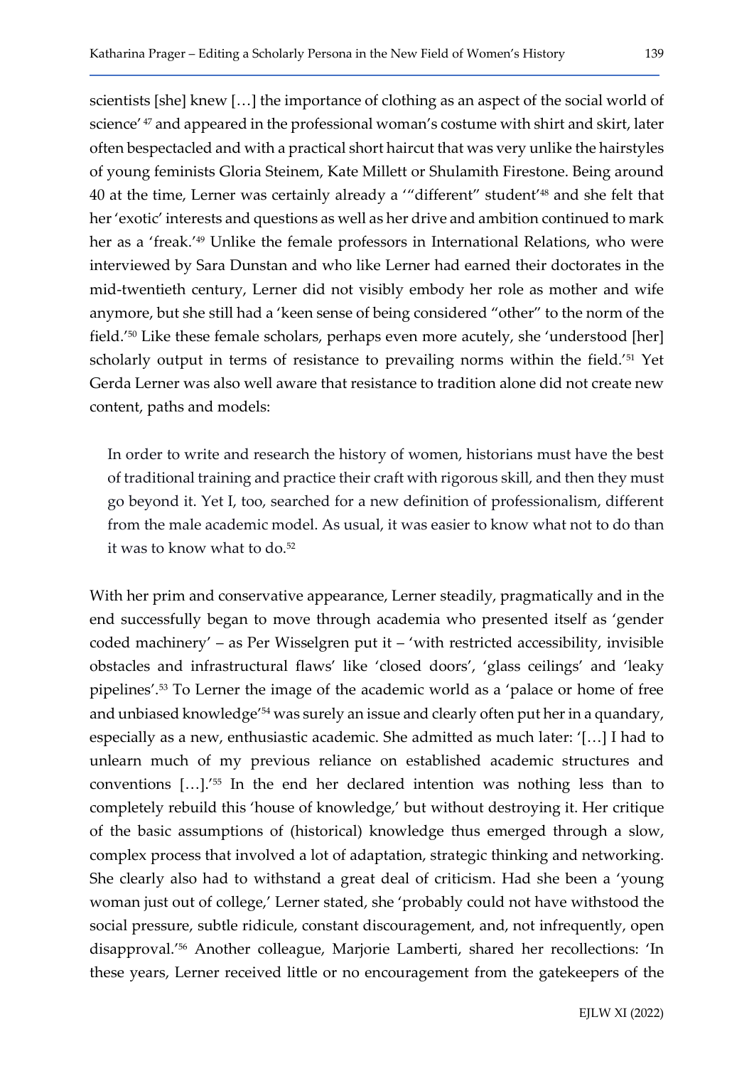scientists [she] knew […] the importance of clothing as an aspect of the social world of science' [47] and appeared in the professional woman's costume with shirt and skirt, later often bespectacled and with a practical short haircut that was very unlike the hairstyles of young feminists Gloria Steinem, Kate Millett or Shulamith Firestone. Being around 40 at the time, Lerner was certainly already a '"different" student'[48] and she felt that her 'exotic' interests and questions as well as her drive and ambition continued to mark her as a 'freak.'[49] Unlike the female professors in International Relations, who were interviewed by Sara Dunstan and who like Lerner had earned their doctorates in the mid-twentieth century, Lerner did not visibly embody her role as mother and wife anymore, but she still had a 'keen sense of being considered "other" to the norm of the field.'[50] Like these female scholars, perhaps even more acutely, she 'understood [her] scholarly output in terms of resistance to prevailing norms within the field.'[51] Yet Gerda Lerner was also well aware that resistance to tradition alone did not create new content, paths and models:

> In order to write and research the history of women, historians must have the best of traditional training and practice their craft with rigorous skill, and then they must go beyond it. Yet I, too, searched for a new definition of professionalism, different from the male academic model. As usual, it was easier to know what not to do than it was to know what to do.[52]

With her prim and conservative appearance, Lerner steadily, pragmatically and in the end successfully began to move through academia who presented itself as 'gender coded machinery' – as Per Wisselgren put it – 'with restricted accessibility, invisible obstacles and infrastructural flaws' like 'closed doors', 'glass ceilings' and 'leaky pipelines'.[53] To Lerner the image of the academic world as a 'palace or home of free and unbiased knowledge'[54] was surely an issue and clearly often put her in a quandary, especially as a new, enthusiastic academic. She admitted as much later: '[…] I had to unlearn much of my previous reliance on established academic structures and conventions […].'[55] In the end her declared intention was nothing less than to completely rebuild this 'house of knowledge,' but without destroying it. Her critique of the basic assumptions of (historical) knowledge thus emerged through a slow, complex process that involved a lot of adaptation, strategic thinking and networking. She clearly also had to withstand a great deal of criticism. Had she been a 'young woman just out of college,' Lerner stated, she 'probably could not have withstood the social pressure, subtle ridicule, constant discouragement, and, not infrequently, open disapproval.'[56] Another colleague, Marjorie Lamberti, shared her recollections: 'In these years, Lerner received little or no encouragement from the gatekeepers of the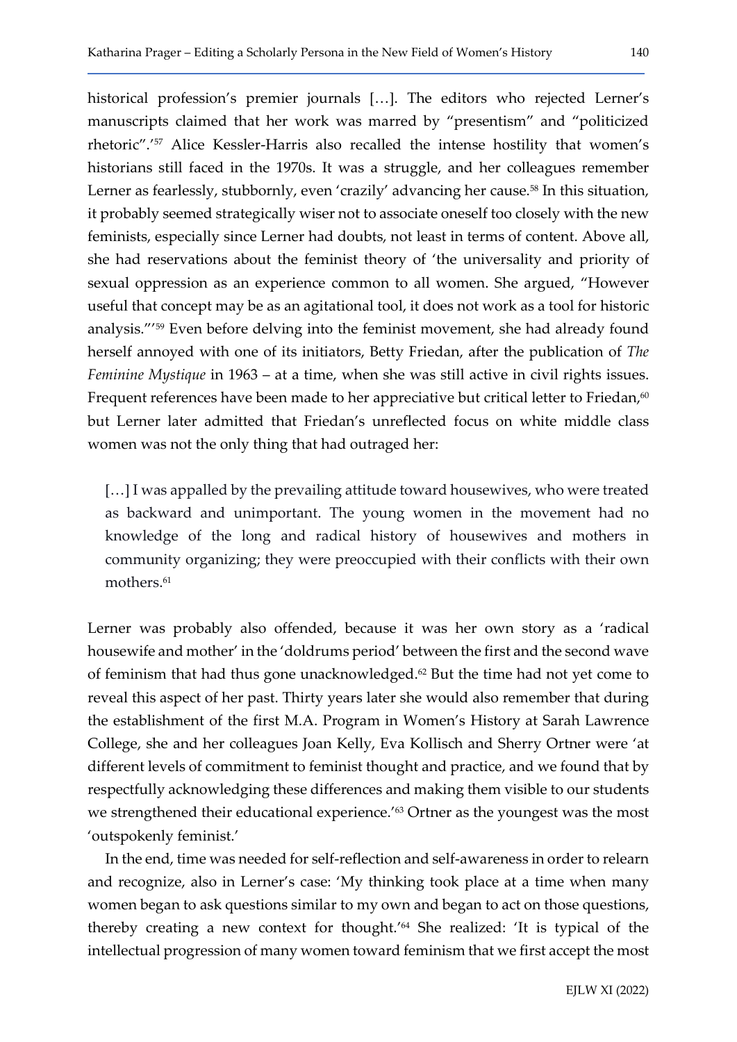historical profession's premier journals […]. The editors who rejected Lerner's manuscripts claimed that her work was marred by "presentism" and "politicized rhetoric".'[57] Alice Kessler-Harris also recalled the intense hostility that women's historians still faced in the 1970s. It was a struggle, and her colleagues remember Lerner as fearlessly, stubbornly, even 'crazily' advancing her cause.[58] In this situation, it probably seemed strategically wiser not to associate oneself too closely with the new feminists, especially since Lerner had doubts, not least in terms of content. Above all, she had reservations about the feminist theory of 'the universality and priority of sexual oppression as an experience common to all women. She argued, "However useful that concept may be as an agitational tool, it does not work as a tool for historic analysis."'[59] Even before delving into the feminist movement, she had already found herself annoyed with one of its initiators, Betty Friedan, after the publication of *The Feminine Mystique* in 1963 – at a time, when she was still active in civil rights issues. Frequent references have been made to her appreciative but critical letter to Friedan,[60] but Lerner later admitted that Friedan's unreflected focus on white middle class women was not the only thing that had outraged her:

> […] I was appalled by the prevailing attitude toward housewives, who were treated as backward and unimportant. The young women in the movement had no knowledge of the long and radical history of housewives and mothers in community organizing; they were preoccupied with their conflicts with their own mothers.[61]

Lerner was probably also offended, because it was her own story as a 'radical housewife and mother' in the 'doldrums period' between the first and the second wave of feminism that had thus gone unacknowledged.[62] But the time had not yet come to reveal this aspect of her past. Thirty years later she would also remember that during the establishment of the first M.A. Program in Women's History at Sarah Lawrence College, she and her colleagues Joan Kelly, Eva Kollisch and Sherry Ortner were 'at different levels of commitment to feminist thought and practice, and we found that by respectfully acknowledging these differences and making them visible to our students we strengthened their educational experience.'[63] Ortner as the youngest was the most 'outspokenly feminist.'

In the end, time was needed for self-reflection and self-awareness in order to relearn and recognize, also in Lerner's case: 'My thinking took place at a time when many women began to ask questions similar to my own and began to act on those questions, thereby creating a new context for thought.'[64] She realized: 'It is typical of the intellectual progression of many women toward feminism that we first accept the most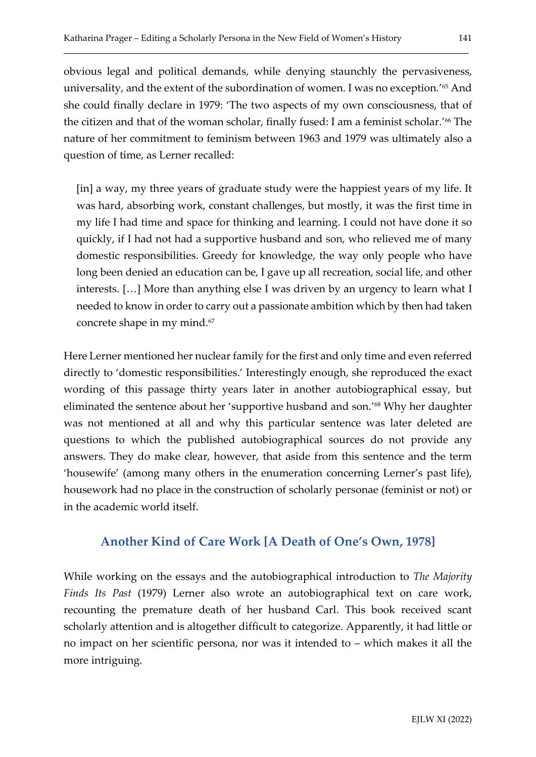obvious legal and political demands, while denying staunchly the pervasiveness, universality, and the extent of the subordination of women. I was no exception.'[65] And she could finally declare in 1979: 'The two aspects of my own consciousness, that of the citizen and that of the woman scholar, finally fused: I am a feminist scholar.'[66] The nature of her commitment to feminism between 1963 and 1979 was ultimately also a question of time, as Lerner recalled:

> [in] a way, my three years of graduate study were the happiest years of my life. It was hard, absorbing work, constant challenges, but mostly, it was the first time in my life I had time and space for thinking and learning. I could not have done it so quickly, if I had not had a supportive husband and son, who relieved me of many domestic responsibilities. Greedy for knowledge, the way only people who have long been denied an education can be, I gave up all recreation, social life, and other interests. […] More than anything else I was driven by an urgency to learn what I needed to know in order to carry out a passionate ambition which by then had taken concrete shape in my mind.[67]

Here Lerner mentioned her nuclear family for the first and only time and even referred directly to 'domestic responsibilities.' Interestingly enough, she reproduced the exact wording of this passage thirty years later in another autobiographical essay, but eliminated the sentence about her 'supportive husband and son.'[68] Why her daughter was not mentioned at all and why this particular sentence was later deleted are questions to which the published autobiographical sources do not provide any answers. They do make clear, however, that aside from this sentence and the term 'housewife' (among many others in the enumeration concerning Lerner's past life), housework had no place in the construction of scholarly personae (feminist or not) or in the academic world itself.

## Another Kind of Care Work [A Death of One's Own, 1978]

While working on the essays and the autobiographical introduction to *The Majority Finds Its Past* (1979) Lerner also wrote an autobiographical text on care work, recounting the premature death of her husband Carl. This book received scant scholarly attention and is altogether difficult to categorize. Apparently, it had little or no impact on her scientific persona, nor was it intended to – which makes it all the more intriguing.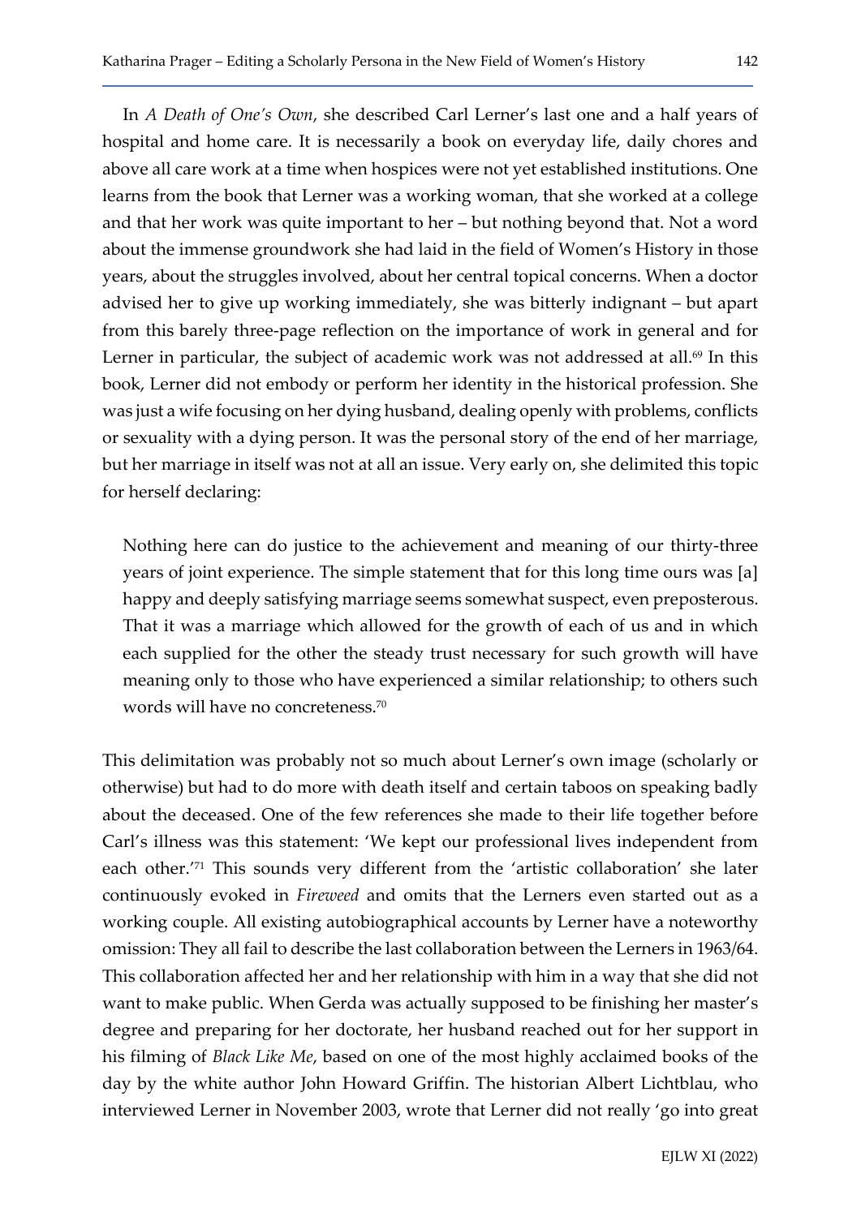In *A Death of One's Own*, she described Carl Lerner's last one and a half years of hospital and home care. It is necessarily a book on everyday life, daily chores and above all care work at a time when hospices were not yet established institutions. One learns from the book that Lerner was a working woman, that she worked at a college and that her work was quite important to her – but nothing beyond that. Not a word about the immense groundwork she had laid in the field of Women's History in those years, about the struggles involved, about her central topical concerns. When a doctor advised her to give up working immediately, she was bitterly indignant – but apart from this barely three-page reflection on the importance of work in general and for Lerner in particular, the subject of academic work was not addressed at all.[69] In this book, Lerner did not embody or perform her identity in the historical profession. She was just a wife focusing on her dying husband, dealing openly with problems, conflicts or sexuality with a dying person. It was the personal story of the end of her marriage, but her marriage in itself was not at all an issue. Very early on, she delimited this topic for herself declaring:

> Nothing here can do justice to the achievement and meaning of our thirty-three years of joint experience. The simple statement that for this long time ours was [a] happy and deeply satisfying marriage seems somewhat suspect, even preposterous. That it was a marriage which allowed for the growth of each of us and in which each supplied for the other the steady trust necessary for such growth will have meaning only to those who have experienced a similar relationship; to others such words will have no concreteness.[70]

This delimitation was probably not so much about Lerner's own image (scholarly or otherwise) but had to do more with death itself and certain taboos on speaking badly about the deceased. One of the few references she made to their life together before Carl's illness was this statement: 'We kept our professional lives independent from each other.'[71] This sounds very different from the 'artistic collaboration' she later continuously evoked in *Fireweed* and omits that the Lerners even started out as a working couple. All existing autobiographical accounts by Lerner have a noteworthy omission: They all fail to describe the last collaboration between the Lerners in 1963/64. This collaboration affected her and her relationship with him in a way that she did not want to make public. When Gerda was actually supposed to be finishing her master's degree and preparing for her doctorate, her husband reached out for her support in his filming of *Black Like Me*, based on one of the most highly acclaimed books of the day by the white author John Howard Griffin. The historian Albert Lichtblau, who interviewed Lerner in November 2003, wrote that Lerner did not really 'go into great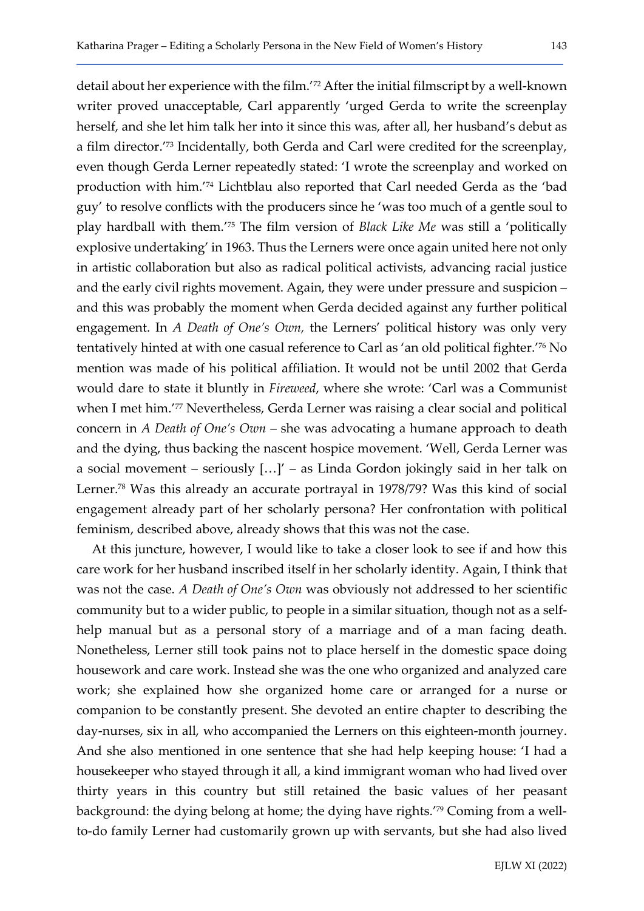detail about her experience with the film.'[72] After the initial filmscript by a well-known writer proved unacceptable, Carl apparently 'urged Gerda to write the screenplay herself, and she let him talk her into it since this was, after all, her husband's debut as a film director.'[73] Incidentally, both Gerda and Carl were credited for the screenplay, even though Gerda Lerner repeatedly stated: 'I wrote the screenplay and worked on production with him.'[74] Lichtblau also reported that Carl needed Gerda as the 'bad guy' to resolve conflicts with the producers since he 'was too much of a gentle soul to play hardball with them.'[75] The film version of *Black Like Me* was still a 'politically explosive undertaking' in 1963. Thus the Lerners were once again united here not only in artistic collaboration but also as radical political activists, advancing racial justice and the early civil rights movement. Again, they were under pressure and suspicion – and this was probably the moment when Gerda decided against any further political engagement. In *A Death of One's Own,* the Lerners' political history was only very tentatively hinted at with one casual reference to Carl as 'an old political fighter.'[76] No mention was made of his political affiliation. It would not be until 2002 that Gerda would dare to state it bluntly in *Fireweed*, where she wrote: 'Carl was a Communist when I met him.'[77] Nevertheless, Gerda Lerner was raising a clear social and political concern in *A Death of One's Own* – she was advocating a humane approach to death and the dying, thus backing the nascent hospice movement. 'Well, Gerda Lerner was a social movement – seriously […]' – as Linda Gordon jokingly said in her talk on Lerner.[78] Was this already an accurate portrayal in 1978/79? Was this kind of social engagement already part of her scholarly persona? Her confrontation with political feminism, described above, already shows that this was not the case.

At this juncture, however, I would like to take a closer look to see if and how this care work for her husband inscribed itself in her scholarly identity. Again, I think that was not the case. *A Death of One's Own* was obviously not addressed to her scientific community but to a wider public, to people in a similar situation, though not as a self-help manual but as a personal story of a marriage and of a man facing death. Nonetheless, Lerner still took pains not to place herself in the domestic space doing housework and care work. Instead she was the one who organized and analyzed care work; she explained how she organized home care or arranged for a nurse or companion to be constantly present. She devoted an entire chapter to describing the day-nurses, six in all, who accompanied the Lerners on this eighteen-month journey. And she also mentioned in one sentence that she had help keeping house: 'I had a housekeeper who stayed through it all, a kind immigrant woman who had lived over thirty years in this country but still retained the basic values of her peasant background: the dying belong at home; the dying have rights.'[79] Coming from a well-to-do family Lerner had customarily grown up with servants, but she had also lived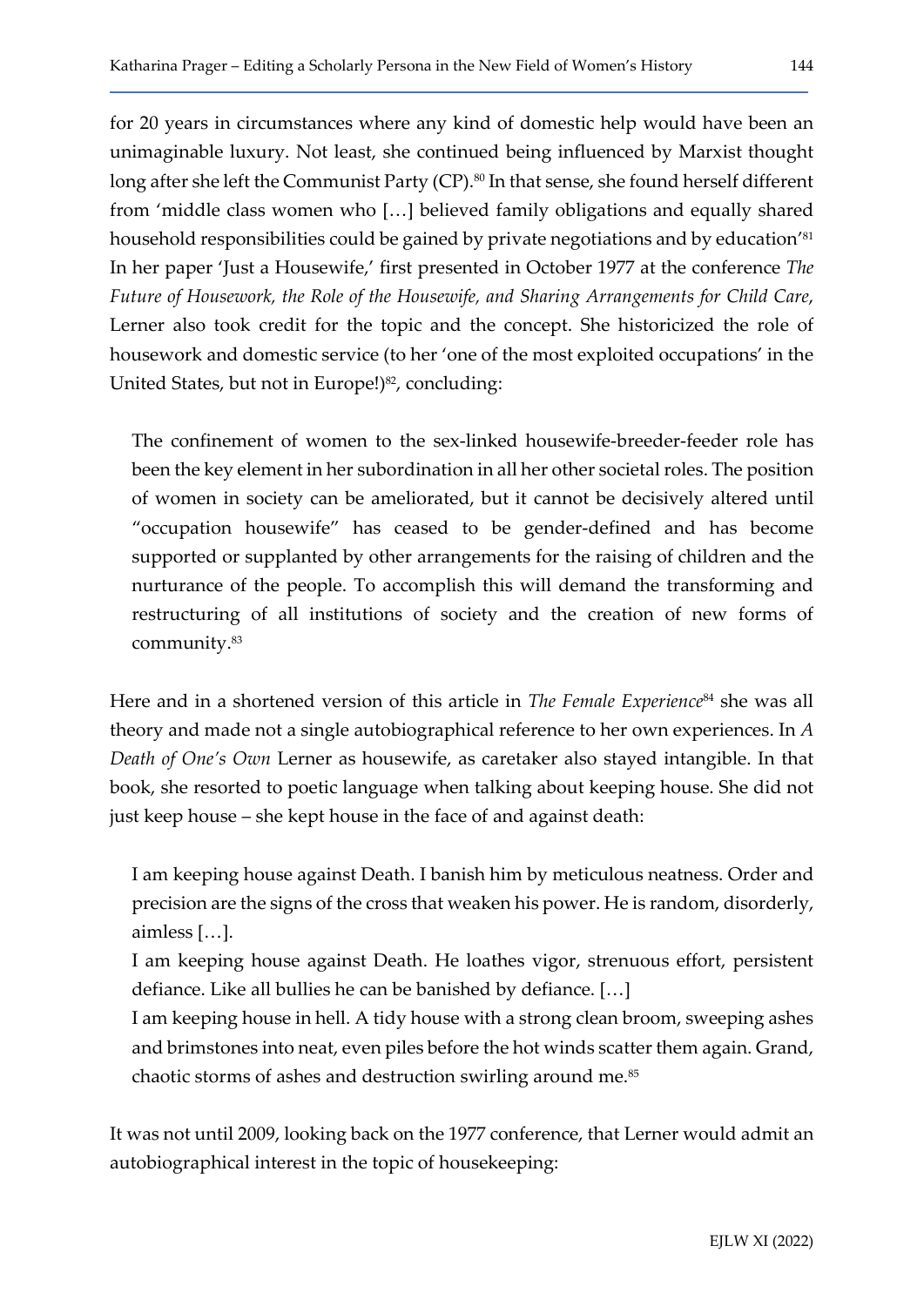for 20 years in circumstances where any kind of domestic help would have been an unimaginable luxury. Not least, she continued being influenced by Marxist thought long after she left the Communist Party (CP).[80] In that sense, she found herself different from 'middle class women who […] believed family obligations and equally shared household responsibilities could be gained by private negotiations and by education'[81] In her paper 'Just a Housewife,' first presented in October 1977 at the conference *The Future of Housework, the Role of the Housewife, and Sharing Arrangements for Child Care*, Lerner also took credit for the topic and the concept. She historicized the role of housework and domestic service (to her 'one of the most exploited occupations' in the United States, but not in Europe!)[82], concluding:

> The confinement of women to the sex-linked housewife-breeder-feeder role has been the key element in her subordination in all her other societal roles. The position of women in society can be ameliorated, but it cannot be decisively altered until "occupation housewife" has ceased to be gender-defined and has become supported or supplanted by other arrangements for the raising of children and the nurturance of the people. To accomplish this will demand the transforming and restructuring of all institutions of society and the creation of new forms of community.[83]

Here and in a shortened version of this article in *The Female Experience*[84] she was all theory and made not a single autobiographical reference to her own experiences. In *A Death of One's Own* Lerner as housewife, as caretaker also stayed intangible. In that book, she resorted to poetic language when talking about keeping house. She did not just keep house – she kept house in the face of and against death:

> I am keeping house against Death. I banish him by meticulous neatness. Order and precision are the signs of the cross that weaken his power. He is random, disorderly, aimless […].
>
> I am keeping house against Death. He loathes vigor, strenuous effort, persistent defiance. Like all bullies he can be banished by defiance. […]
>
> I am keeping house in hell. A tidy house with a strong clean broom, sweeping ashes and brimstones into neat, even piles before the hot winds scatter them again. Grand, chaotic storms of ashes and destruction swirling around me.[85]

It was not until 2009, looking back on the 1977 conference, that Lerner would admit an autobiographical interest in the topic of housekeeping: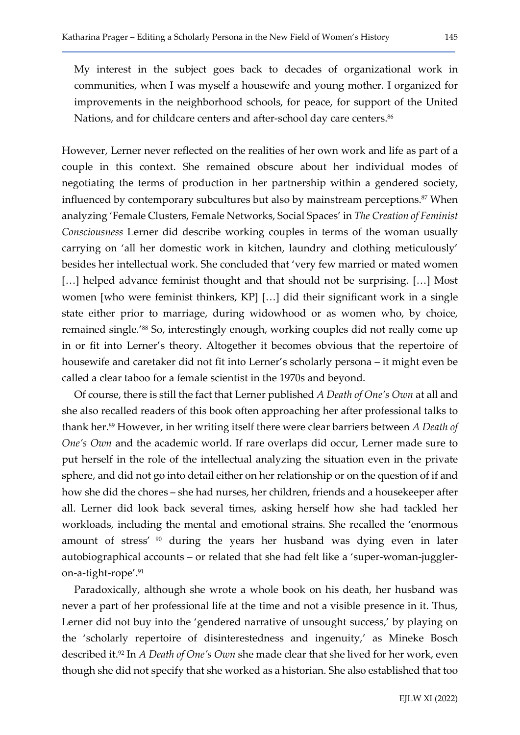> My interest in the subject goes back to decades of organizational work in communities, when I was myself a housewife and young mother. I organized for improvements in the neighborhood schools, for peace, for support of the United Nations, and for childcare centers and after-school day care centers.[86]

However, Lerner never reflected on the realities of her own work and life as part of a couple in this context. She remained obscure about her individual modes of negotiating the terms of production in her partnership within a gendered society, influenced by contemporary subcultures but also by mainstream perceptions.[87] When analyzing 'Female Clusters, Female Networks, Social Spaces' in *The Creation of Feminist Consciousness* Lerner did describe working couples in terms of the woman usually carrying on 'all her domestic work in kitchen, laundry and clothing meticulously' besides her intellectual work. She concluded that 'very few married or mated women […] helped advance feminist thought and that should not be surprising. […] Most women [who were feminist thinkers, KP] […] did their significant work in a single state either prior to marriage, during widowhood or as women who, by choice, remained single.'[88] So, interestingly enough, working couples did not really come up in or fit into Lerner's theory. Altogether it becomes obvious that the repertoire of housewife and caretaker did not fit into Lerner's scholarly persona – it might even be called a clear taboo for a female scientist in the 1970s and beyond.

Of course, there is still the fact that Lerner published *A Death of One's Own* at all and she also recalled readers of this book often approaching her after professional talks to thank her.[89] However, in her writing itself there were clear barriers between *A Death of One's Own* and the academic world. If rare overlaps did occur, Lerner made sure to put herself in the role of the intellectual analyzing the situation even in the private sphere, and did not go into detail either on her relationship or on the question of if and how she did the chores – she had nurses, her children, friends and a housekeeper after all. Lerner did look back several times, asking herself how she had tackled her workloads, including the mental and emotional strains. She recalled the 'enormous amount of stress' [90] during the years her husband was dying even in later autobiographical accounts – or related that she had felt like a 'super-woman-juggler-on-a-tight-rope'.[91]

Paradoxically, although she wrote a whole book on his death, her husband was never a part of her professional life at the time and not a visible presence in it. Thus, Lerner did not buy into the 'gendered narrative of unsought success,' by playing on the 'scholarly repertoire of disinterestedness and ingenuity,' as Mineke Bosch described it.[92] In *A Death of One's Own* she made clear that she lived for her work, even though she did not specify that she worked as a historian. She also established that too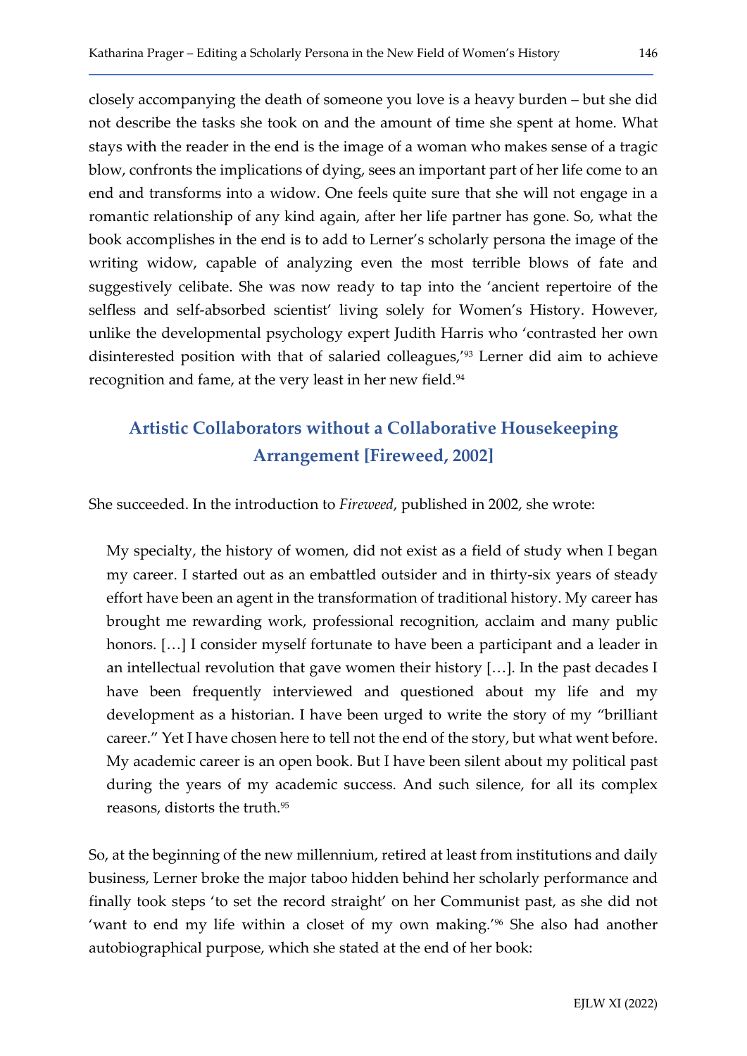closely accompanying the death of someone you love is a heavy burden – but she did not describe the tasks she took on and the amount of time she spent at home. What stays with the reader in the end is the image of a woman who makes sense of a tragic blow, confronts the implications of dying, sees an important part of her life come to an end and transforms into a widow. One feels quite sure that she will not engage in a romantic relationship of any kind again, after her life partner has gone. So, what the book accomplishes in the end is to add to Lerner's scholarly persona the image of the writing widow, capable of analyzing even the most terrible blows of fate and suggestively celibate. She was now ready to tap into the 'ancient repertoire of the selfless and self-absorbed scientist' living solely for Women's History. However, unlike the developmental psychology expert Judith Harris who 'contrasted her own disinterested position with that of salaried colleagues,'[93] Lerner did aim to achieve recognition and fame, at the very least in her new field.[94]

## Artistic Collaborators without a Collaborative Housekeeping Arrangement [Fireweed, 2002]

She succeeded. In the introduction to *Fireweed*, published in 2002, she wrote:

> My specialty, the history of women, did not exist as a field of study when I began my career. I started out as an embattled outsider and in thirty-six years of steady effort have been an agent in the transformation of traditional history. My career has brought me rewarding work, professional recognition, acclaim and many public honors. […] I consider myself fortunate to have been a participant and a leader in an intellectual revolution that gave women their history […]. In the past decades I have been frequently interviewed and questioned about my life and my development as a historian. I have been urged to write the story of my "brilliant career." Yet I have chosen here to tell not the end of the story, but what went before. My academic career is an open book. But I have been silent about my political past during the years of my academic success. And such silence, for all its complex reasons, distorts the truth.[95]

So, at the beginning of the new millennium, retired at least from institutions and daily business, Lerner broke the major taboo hidden behind her scholarly performance and finally took steps 'to set the record straight' on her Communist past, as she did not 'want to end my life within a closet of my own making.'[96] She also had another autobiographical purpose, which she stated at the end of her book: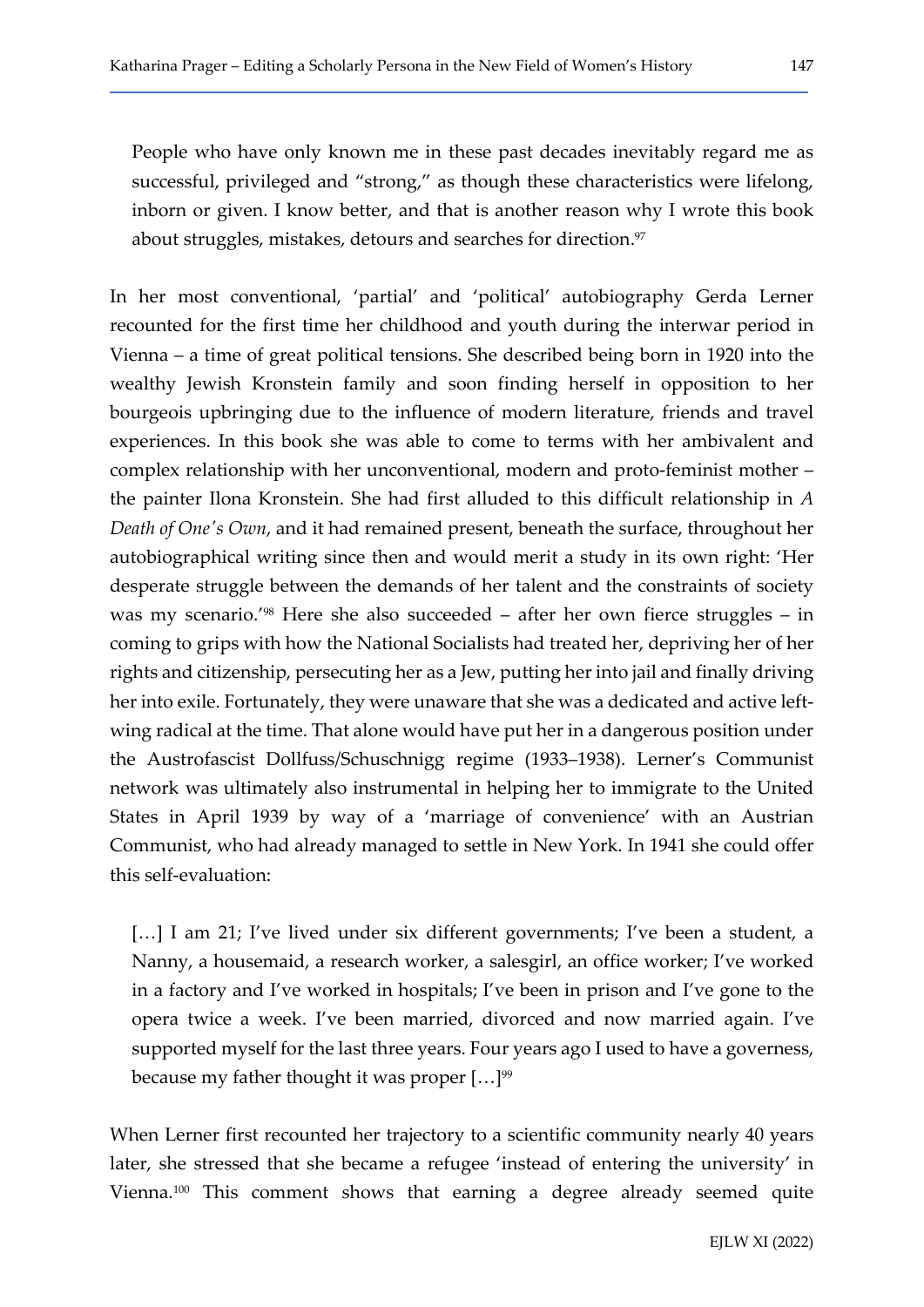> People who have only known me in these past decades inevitably regard me as successful, privileged and "strong," as though these characteristics were lifelong, inborn or given. I know better, and that is another reason why I wrote this book about struggles, mistakes, detours and searches for direction.[97]

In her most conventional, 'partial' and 'political' autobiography Gerda Lerner recounted for the first time her childhood and youth during the interwar period in Vienna – a time of great political tensions. She described being born in 1920 into the wealthy Jewish Kronstein family and soon finding herself in opposition to her bourgeois upbringing due to the influence of modern literature, friends and travel experiences. In this book she was able to come to terms with her ambivalent and complex relationship with her unconventional, modern and proto-feminist mother – the painter Ilona Kronstein. She had first alluded to this difficult relationship in *A Death of One's Own*, and it had remained present, beneath the surface, throughout her autobiographical writing since then and would merit a study in its own right: 'Her desperate struggle between the demands of her talent and the constraints of society was my scenario.'[98] Here she also succeeded – after her own fierce struggles – in coming to grips with how the National Socialists had treated her, depriving her of her rights and citizenship, persecuting her as a Jew, putting her into jail and finally driving her into exile. Fortunately, they were unaware that she was a dedicated and active left-wing radical at the time. That alone would have put her in a dangerous position under the Austrofascist Dollfuss/Schuschnigg regime (1933–1938). Lerner's Communist network was ultimately also instrumental in helping her to immigrate to the United States in April 1939 by way of a 'marriage of convenience' with an Austrian Communist, who had already managed to settle in New York. In 1941 she could offer this self-evaluation:

> […] I am 21; I've lived under six different governments; I've been a student, a Nanny, a housemaid, a research worker, a salesgirl, an office worker; I've worked in a factory and I've worked in hospitals; I've been in prison and I've gone to the opera twice a week. I've been married, divorced and now married again. I've supported myself for the last three years. Four years ago I used to have a governess, because my father thought it was proper […][99]

When Lerner first recounted her trajectory to a scientific community nearly 40 years later, she stressed that she became a refugee 'instead of entering the university' in Vienna.[100] This comment shows that earning a degree already seemed quite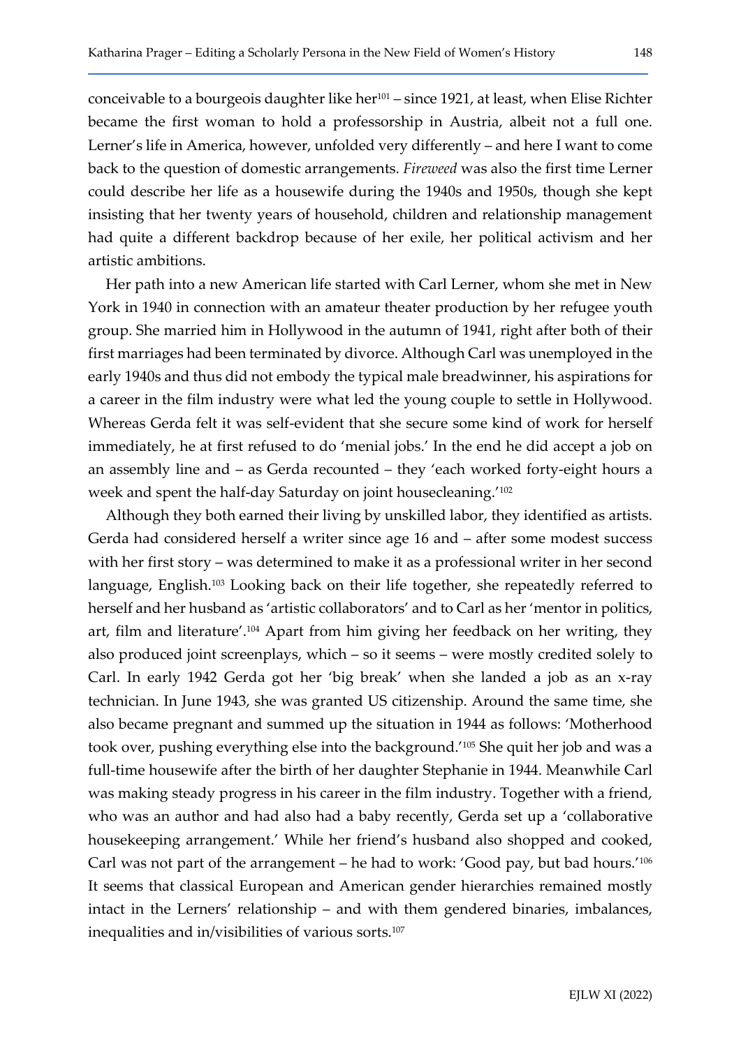conceivable to a bourgeois daughter like her[101] – since 1921, at least, when Elise Richter became the first woman to hold a professorship in Austria, albeit not a full one. Lerner's life in America, however, unfolded very differently – and here I want to come back to the question of domestic arrangements. *Fireweed* was also the first time Lerner could describe her life as a housewife during the 1940s and 1950s, though she kept insisting that her twenty years of household, children and relationship management had quite a different backdrop because of her exile, her political activism and her artistic ambitions.

Her path into a new American life started with Carl Lerner, whom she met in New York in 1940 in connection with an amateur theater production by her refugee youth group. She married him in Hollywood in the autumn of 1941, right after both of their first marriages had been terminated by divorce. Although Carl was unemployed in the early 1940s and thus did not embody the typical male breadwinner, his aspirations for a career in the film industry were what led the young couple to settle in Hollywood. Whereas Gerda felt it was self-evident that she secure some kind of work for herself immediately, he at first refused to do 'menial jobs.' In the end he did accept a job on an assembly line and – as Gerda recounted – they 'each worked forty-eight hours a week and spent the half-day Saturday on joint housecleaning.'[102]

Although they both earned their living by unskilled labor, they identified as artists. Gerda had considered herself a writer since age 16 and – after some modest success with her first story – was determined to make it as a professional writer in her second language, English.[103] Looking back on their life together, she repeatedly referred to herself and her husband as 'artistic collaborators' and to Carl as her 'mentor in politics, art, film and literature'.[104] Apart from him giving her feedback on her writing, they also produced joint screenplays, which – so it seems – were mostly credited solely to Carl. In early 1942 Gerda got her 'big break' when she landed a job as an x-ray technician. In June 1943, she was granted US citizenship. Around the same time, she also became pregnant and summed up the situation in 1944 as follows: 'Motherhood took over, pushing everything else into the background.'[105] She quit her job and was a full-time housewife after the birth of her daughter Stephanie in 1944. Meanwhile Carl was making steady progress in his career in the film industry. Together with a friend, who was an author and had also had a baby recently, Gerda set up a 'collaborative housekeeping arrangement.' While her friend's husband also shopped and cooked, Carl was not part of the arrangement – he had to work: 'Good pay, but bad hours.'[106] It seems that classical European and American gender hierarchies remained mostly intact in the Lerners' relationship – and with them gendered binaries, imbalances, inequalities and in/visibilities of various sorts.[107]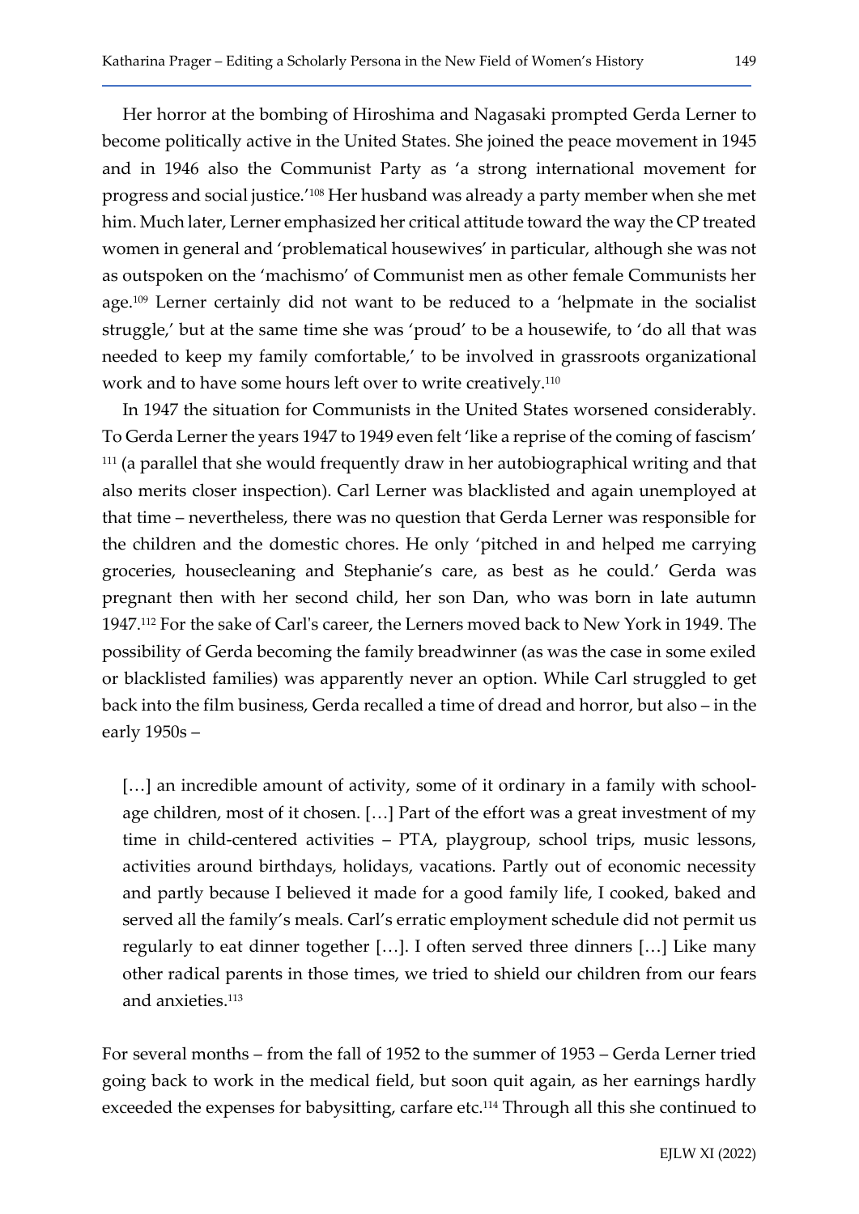Her horror at the bombing of Hiroshima and Nagasaki prompted Gerda Lerner to become politically active in the United States. She joined the peace movement in 1945 and in 1946 also the Communist Party as 'a strong international movement for progress and social justice.'[108] Her husband was already a party member when she met him. Much later, Lerner emphasized her critical attitude toward the way the CP treated women in general and 'problematical housewives' in particular, although she was not as outspoken on the 'machismo' of Communist men as other female Communists her age.[109] Lerner certainly did not want to be reduced to a 'helpmate in the socialist struggle,' but at the same time she was 'proud' to be a housewife, to 'do all that was needed to keep my family comfortable,' to be involved in grassroots organizational work and to have some hours left over to write creatively.[110]

In 1947 the situation for Communists in the United States worsened considerably. To Gerda Lerner the years 1947 to 1949 even felt 'like a reprise of the coming of fascism' [111] (a parallel that she would frequently draw in her autobiographical writing and that also merits closer inspection). Carl Lerner was blacklisted and again unemployed at that time – nevertheless, there was no question that Gerda Lerner was responsible for the children and the domestic chores. He only 'pitched in and helped me carrying groceries, housecleaning and Stephanie's care, as best as he could.' Gerda was pregnant then with her second child, her son Dan, who was born in late autumn 1947.[112] For the sake of Carl's career, the Lerners moved back to New York in 1949. The possibility of Gerda becoming the family breadwinner (as was the case in some exiled or blacklisted families) was apparently never an option. While Carl struggled to get back into the film business, Gerda recalled a time of dread and horror, but also – in the early 1950s –

> […] an incredible amount of activity, some of it ordinary in a family with school-age children, most of it chosen. […] Part of the effort was a great investment of my time in child-centered activities – PTA, playgroup, school trips, music lessons, activities around birthdays, holidays, vacations. Partly out of economic necessity and partly because I believed it made for a good family life, I cooked, baked and served all the family's meals. Carl's erratic employment schedule did not permit us regularly to eat dinner together […]. I often served three dinners […] Like many other radical parents in those times, we tried to shield our children from our fears and anxieties.[113]

For several months – from the fall of 1952 to the summer of 1953 – Gerda Lerner tried going back to work in the medical field, but soon quit again, as her earnings hardly exceeded the expenses for babysitting, carfare etc.[114] Through all this she continued to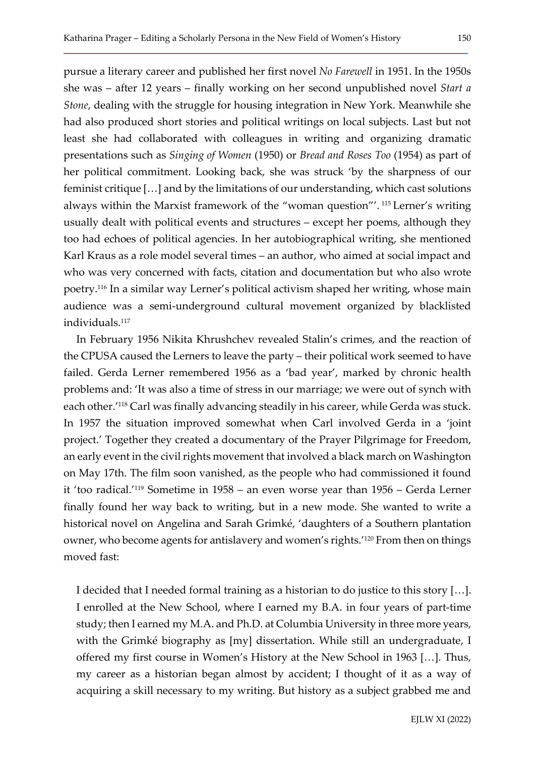pursue a literary career and published her first novel *No Farewell* in 1951. In the 1950s she was – after 12 years – finally working on her second unpublished novel *Start a Stone*, dealing with the struggle for housing integration in New York. Meanwhile she had also produced short stories and political writings on local subjects. Last but not least she had collaborated with colleagues in writing and organizing dramatic presentations such as *Singing of Women* (1950) or *Bread and Roses Too* (1954) as part of her political commitment. Looking back, she was struck 'by the sharpness of our feminist critique […] and by the limitations of our understanding, which cast solutions always within the Marxist framework of the "woman question"'.[115] Lerner's writing usually dealt with political events and structures – except her poems, although they too had echoes of political agencies. In her autobiographical writing, she mentioned Karl Kraus as a role model several times – an author, who aimed at social impact and who was very concerned with facts, citation and documentation but who also wrote poetry.[116] In a similar way Lerner's political activism shaped her writing, whose main audience was a semi-underground cultural movement organized by blacklisted individuals.[117]

In February 1956 Nikita Khrushchev revealed Stalin's crimes, and the reaction of the CPUSA caused the Lerners to leave the party – their political work seemed to have failed. Gerda Lerner remembered 1956 as a 'bad year', marked by chronic health problems and: 'It was also a time of stress in our marriage; we were out of synch with each other.'[118] Carl was finally advancing steadily in his career, while Gerda was stuck. In 1957 the situation improved somewhat when Carl involved Gerda in a 'joint project.' Together they created a documentary of the Prayer Pilgrimage for Freedom, an early event in the civil rights movement that involved a black march on Washington on May 17th. The film soon vanished, as the people who had commissioned it found it 'too radical.'[119] Sometime in 1958 – an even worse year than 1956 – Gerda Lerner finally found her way back to writing, but in a new mode. She wanted to write a historical novel on Angelina and Sarah Grimké, 'daughters of a Southern plantation owner, who become agents for antislavery and women's rights.'[120] From then on things moved fast:

> I decided that I needed formal training as a historian to do justice to this story […]. I enrolled at the New School, where I earned my B.A. in four years of part-time study; then I earned my M.A. and Ph.D. at Columbia University in three more years, with the Grimké biography as [my] dissertation. While still an undergraduate, I offered my first course in Women's History at the New School in 1963 […]. Thus, my career as a historian began almost by accident; I thought of it as a way of acquiring a skill necessary to my writing. But history as a subject grabbed me and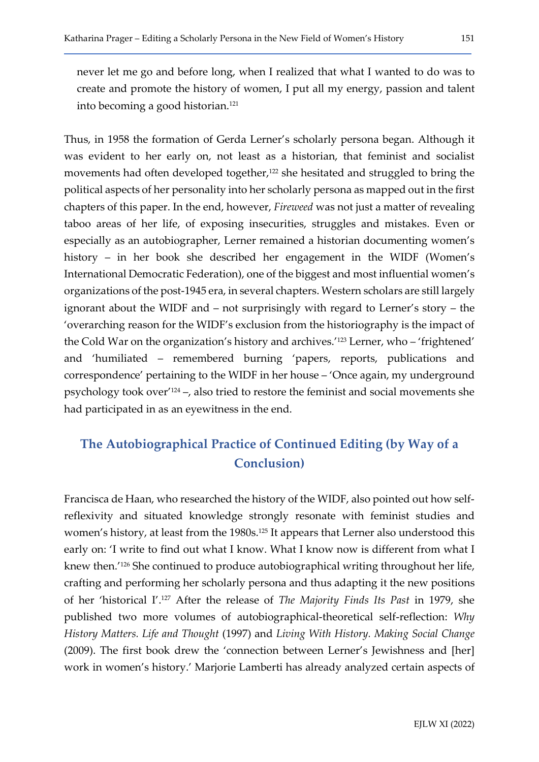never let me go and before long, when I realized that what I wanted to do was to create and promote the history of women, I put all my energy, passion and talent into becoming a good historian.[121]

Thus, in 1958 the formation of Gerda Lerner's scholarly persona began. Although it was evident to her early on, not least as a historian, that feminist and socialist movements had often developed together,[122] she hesitated and struggled to bring the political aspects of her personality into her scholarly persona as mapped out in the first chapters of this paper. In the end, however, *Fireweed* was not just a matter of revealing taboo areas of her life, of exposing insecurities, struggles and mistakes. Even or especially as an autobiographer, Lerner remained a historian documenting women's history – in her book she described her engagement in the WIDF (Women's International Democratic Federation), one of the biggest and most influential women's organizations of the post-1945 era, in several chapters. Western scholars are still largely ignorant about the WIDF and – not surprisingly with regard to Lerner's story – the 'overarching reason for the WIDF's exclusion from the historiography is the impact of the Cold War on the organization's history and archives.'[123] Lerner, who – 'frightened' and 'humiliated – remembered burning 'papers, reports, publications and correspondence' pertaining to the WIDF in her house – 'Once again, my underground psychology took over'[124] –, also tried to restore the feminist and social movements she had participated in as an eyewitness in the end.

## The Autobiographical Practice of Continued Editing (by Way of a Conclusion)

Francisca de Haan, who researched the history of the WIDF, also pointed out how self-reflexivity and situated knowledge strongly resonate with feminist studies and women's history, at least from the 1980s.[125] It appears that Lerner also understood this early on: 'I write to find out what I know. What I know now is different from what I knew then.'[126] She continued to produce autobiographical writing throughout her life, crafting and performing her scholarly persona and thus adapting it the new positions of her 'historical I'.[127] After the release of *The Majority Finds Its Past* in 1979, she published two more volumes of autobiographical-theoretical self-reflection: *Why History Matters. Life and Thought* (1997) and *Living With History. Making Social Change* (2009). The first book drew the 'connection between Lerner's Jewishness and [her] work in women's history.' Marjorie Lamberti has already analyzed certain aspects of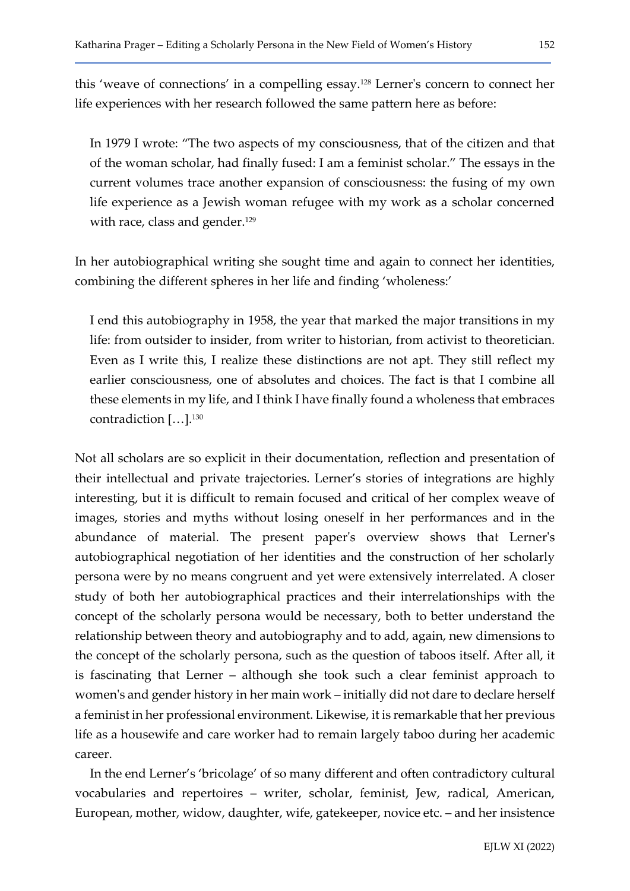this 'weave of connections' in a compelling essay.[128] Lerner's concern to connect her life experiences with her research followed the same pattern here as before:

> In 1979 I wrote: "The two aspects of my consciousness, that of the citizen and that of the woman scholar, had finally fused: I am a feminist scholar." The essays in the current volumes trace another expansion of consciousness: the fusing of my own life experience as a Jewish woman refugee with my work as a scholar concerned with race, class and gender.[129]

In her autobiographical writing she sought time and again to connect her identities, combining the different spheres in her life and finding 'wholeness:'

> I end this autobiography in 1958, the year that marked the major transitions in my life: from outsider to insider, from writer to historian, from activist to theoretician. Even as I write this, I realize these distinctions are not apt. They still reflect my earlier consciousness, one of absolutes and choices. The fact is that I combine all these elements in my life, and I think I have finally found a wholeness that embraces contradiction […].[130]

Not all scholars are so explicit in their documentation, reflection and presentation of their intellectual and private trajectories. Lerner's stories of integrations are highly interesting, but it is difficult to remain focused and critical of her complex weave of images, stories and myths without losing oneself in her performances and in the abundance of material. The present paper's overview shows that Lerner's autobiographical negotiation of her identities and the construction of her scholarly persona were by no means congruent and yet were extensively interrelated. A closer study of both her autobiographical practices and their interrelationships with the concept of the scholarly persona would be necessary, both to better understand the relationship between theory and autobiography and to add, again, new dimensions to the concept of the scholarly persona, such as the question of taboos itself. After all, it is fascinating that Lerner – although she took such a clear feminist approach to women's and gender history in her main work – initially did not dare to declare herself a feminist in her professional environment. Likewise, it is remarkable that her previous life as a housewife and care worker had to remain largely taboo during her academic career.

In the end Lerner's 'bricolage' of so many different and often contradictory cultural vocabularies and repertoires – writer, scholar, feminist, Jew, radical, American, European, mother, widow, daughter, wife, gatekeeper, novice etc. – and her insistence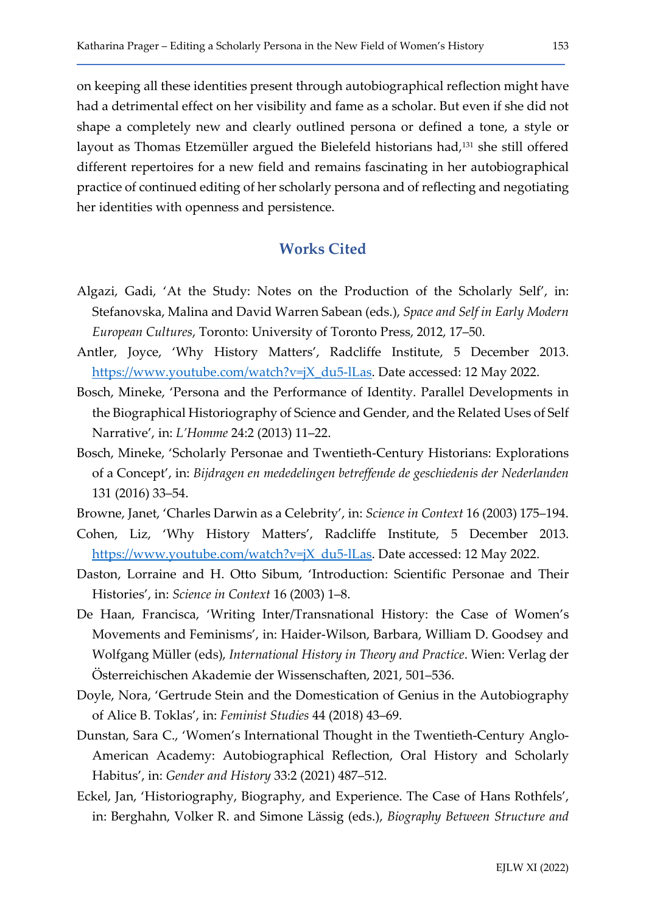on keeping all these identities present through autobiographical reflection might have had a detrimental effect on her visibility and fame as a scholar. But even if she did not shape a completely new and clearly outlined persona or defined a tone, a style or layout as Thomas Etzemüller argued the Bielefeld historians had,[131] she still offered different repertoires for a new field and remains fascinating in her autobiographical practice of continued editing of her scholarly persona and of reflecting and negotiating her identities with openness and persistence.

## Works Cited

Algazi, Gadi, 'At the Study: Notes on the Production of the Scholarly Self', in: Stefanovska, Malina and David Warren Sabean (eds.), *Space and Self in Early Modern European Cultures*, Toronto: University of Toronto Press, 2012, 17–50.

Antler, Joyce, 'Why History Matters', Radcliffe Institute, 5 December 2013. https://www.youtube.com/watch?v=jX_du5-lLas. Date accessed: 12 May 2022.

Bosch, Mineke, 'Persona and the Performance of Identity. Parallel Developments in the Biographical Historiography of Science and Gender, and the Related Uses of Self Narrative', in: *L'Homme* 24:2 (2013) 11–22.

Bosch, Mineke, 'Scholarly Personae and Twentieth-Century Historians: Explorations of a Concept', in: *Bijdragen en mededelingen betreffende de geschiedenis der Nederlanden* 131 (2016) 33–54.

Browne, Janet, 'Charles Darwin as a Celebrity', in: *Science in Context* 16 (2003) 175–194.

Cohen, Liz, 'Why History Matters', Radcliffe Institute, 5 December 2013. https://www.youtube.com/watch?v=jX_du5-lLas. Date accessed: 12 May 2022.

Daston, Lorraine and H. Otto Sibum, 'Introduction: Scientific Personae and Their Histories', in: *Science in Context* 16 (2003) 1–8.

De Haan, Francisca, 'Writing Inter/Transnational History: the Case of Women's Movements and Feminisms', in: Haider-Wilson, Barbara, William D. Goodsey and Wolfgang Müller (eds), *International History in Theory and Practice*. Wien: Verlag der Österreichischen Akademie der Wissenschaften, 2021, 501–536.

Doyle, Nora, 'Gertrude Stein and the Domestication of Genius in the Autobiography of Alice B. Toklas', in: *Feminist Studies* 44 (2018) 43–69.

Dunstan, Sara C., 'Women's International Thought in the Twentieth-Century Anglo-American Academy: Autobiographical Reflection, Oral History and Scholarly Habitus', in: *Gender and History* 33:2 (2021) 487–512.

Eckel, Jan, 'Historiography, Biography, and Experience. The Case of Hans Rothfels', in: Berghahn, Volker R. and Simone Lässig (eds.), *Biography Between Structure and*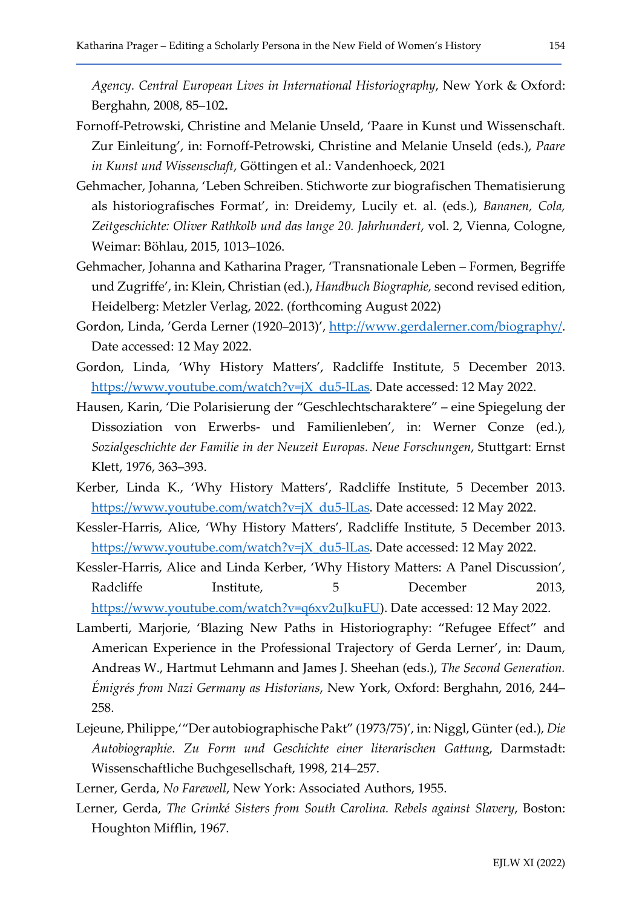*Agency. Central European Lives in International Historiography*, New York & Oxford: Berghahn, 2008, 85–102**.**

Fornoff-Petrowski, Christine and Melanie Unseld, 'Paare in Kunst und Wissenschaft. Zur Einleitung', in: Fornoff-Petrowski, Christine and Melanie Unseld (eds.), *Paare in Kunst und Wissenschaft*, Göttingen et al.: Vandenhoeck, 2021

Gehmacher, Johanna, 'Leben Schreiben. Stichworte zur biografischen Thematisierung als historiografisches Format', in: Dreidemy, Lucily et. al. (eds.), *Bananen, Cola, Zeitgeschichte: Oliver Rathkolb und das lange 20. Jahrhundert*, vol. 2, Vienna, Cologne, Weimar: Böhlau, 2015, 1013–1026.

Gehmacher, Johanna and Katharina Prager, 'Transnationale Leben – Formen, Begriffe und Zugriffe', in: Klein, Christian (ed.), *Handbuch Biographie,* second revised edition, Heidelberg: Metzler Verlag, 2022. (forthcoming August 2022)

Gordon, Linda, 'Gerda Lerner (1920–2013)', [http://www.gerdalerner.com/biography/](http://www.gerdalerner.com/biography/). Date accessed: 12 May 2022.

Gordon, Linda, 'Why History Matters', Radcliffe Institute, 5 December 2013. [https://www.youtube.com/watch?v=jX_du5-lLas](https://www.youtube.com/watch?v=jX_du5-lLas). Date accessed: 12 May 2022.

Hausen, Karin, 'Die Polarisierung der "Geschlechtscharaktere" – eine Spiegelung der Dissoziation von Erwerbs- und Familienleben', in: Werner Conze (ed.), *Sozialgeschichte der Familie in der Neuzeit Europas. Neue Forschungen*, Stuttgart: Ernst Klett, 1976, 363–393.

Kerber, Linda K., 'Why History Matters', Radcliffe Institute, 5 December 2013. [https://www.youtube.com/watch?v=jX_du5-lLas](https://www.youtube.com/watch?v=jX_du5-lLas). Date accessed: 12 May 2022.

Kessler-Harris, Alice, 'Why History Matters', Radcliffe Institute, 5 December 2013. [https://www.youtube.com/watch?v=jX_du5-lLas](https://www.youtube.com/watch?v=jX_du5-lLas). Date accessed: 12 May 2022.

Kessler-Harris, Alice and Linda Kerber, 'Why History Matters: A Panel Discussion', Radcliffe Institute, 5 December 2013, [https://www.youtube.com/watch?v=q6xv2uJkuFU](https://www.youtube.com/watch?v=q6xv2uJkuFU)). Date accessed: 12 May 2022.

Lamberti, Marjorie, 'Blazing New Paths in Historiography: "Refugee Effect" and American Experience in the Professional Trajectory of Gerda Lerner', in: Daum, Andreas W., Hartmut Lehmann and James J. Sheehan (eds.), *The Second Generation. Émigrés from Nazi Germany as Historians*, New York, Oxford: Berghahn, 2016, 244–258.

Lejeune, Philippe,'"Der autobiographische Pakt" (1973/75)', in: Niggl, Günter (ed.), *Die Autobiographie. Zu Form und Geschichte einer literarischen Gattun*g, Darmstadt: Wissenschaftliche Buchgesellschaft, 1998, 214–257.

Lerner, Gerda, *No Farewell*, New York: Associated Authors, 1955.

Lerner, Gerda, *The Grimké Sisters from South Carolina. Rebels against Slavery*, Boston: Houghton Mifflin, 1967.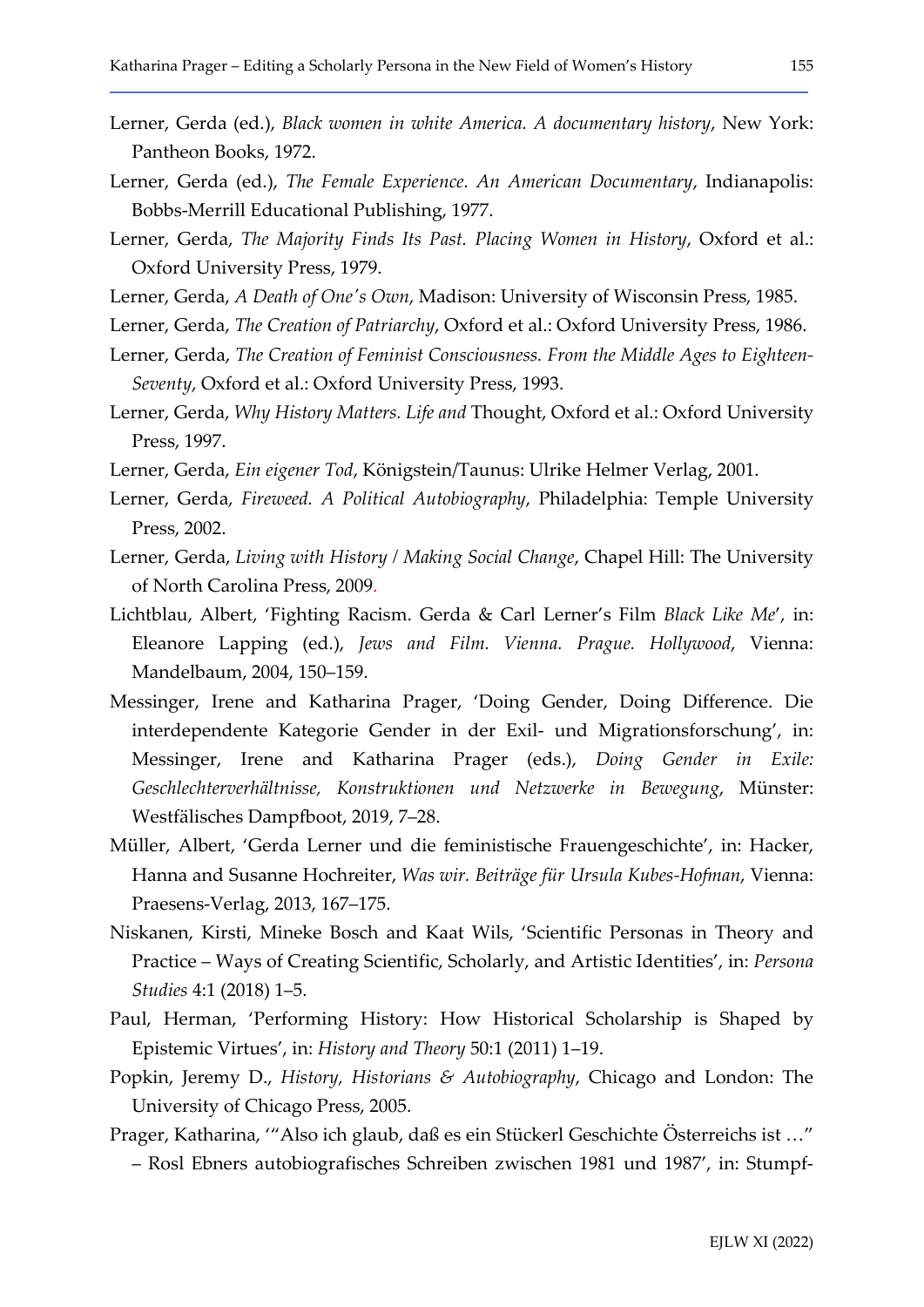Lerner, Gerda (ed.), *Black women in white America. A documentary history*, New York: Pantheon Books, 1972.

Lerner, Gerda (ed.), *The Female Experience. An American Documentary*, Indianapolis: Bobbs-Merrill Educational Publishing, 1977.

Lerner, Gerda, *The Majority Finds Its Past. Placing Women in History*, Oxford et al.: Oxford University Press, 1979.

Lerner, Gerda, *A Death of One's Own*, Madison: University of Wisconsin Press, 1985.

Lerner, Gerda, *The Creation of Patriarchy*, Oxford et al.: Oxford University Press, 1986.

Lerner, Gerda, *The Creation of Feminist Consciousness. From the Middle Ages to Eighteen-Seventy*, Oxford et al.: Oxford University Press, 1993.

Lerner, Gerda, *Why History Matters. Life and* Thought, Oxford et al.: Oxford University Press, 1997.

Lerner, Gerda, *Ein eigener Tod*, Königstein/Taunus: Ulrike Helmer Verlag, 2001.

Lerner, Gerda, *Fireweed. A Political Autobiography*, Philadelphia: Temple University Press, 2002.

Lerner, Gerda, *Living with History / Making Social Change*, Chapel Hill: The University of North Carolina Press, 2009.

Lichtblau, Albert, 'Fighting Racism. Gerda & Carl Lerner's Film *Black Like Me*', in: Eleanore Lapping (ed.), *Jews and Film. Vienna. Prague. Hollywood*, Vienna: Mandelbaum, 2004, 150–159.

Messinger, Irene and Katharina Prager, 'Doing Gender, Doing Difference. Die interdependente Kategorie Gender in der Exil- und Migrationsforschung', in: Messinger, Irene and Katharina Prager (eds.), *Doing Gender in Exile: Geschlechterverhältnisse, Konstruktionen und Netzwerke in Bewegung*, Münster: Westfälisches Dampfboot, 2019, 7–28.

Müller, Albert, 'Gerda Lerner und die feministische Frauengeschichte', in: Hacker, Hanna and Susanne Hochreiter, *Was wir. Beiträge für Ursula Kubes-Hofman*, Vienna: Praesens-Verlag, 2013, 167–175.

Niskanen, Kirsti, Mineke Bosch and Kaat Wils, 'Scientific Personas in Theory and Practice – Ways of Creating Scientific, Scholarly, and Artistic Identities', in: *Persona Studies* 4:1 (2018) 1–5.

Paul, Herman, 'Performing History: How Historical Scholarship is Shaped by Epistemic Virtues', in: *History and Theory* 50:1 (2011) 1–19.

Popkin, Jeremy D., *History, Historians & Autobiography*, Chicago and London: The University of Chicago Press, 2005.

Prager, Katharina, '"Also ich glaub, daß es ein Stückerl Geschichte Österreichs ist …" – Rosl Ebners autobiografisches Schreiben zwischen 1981 und 1987', in: Stumpf-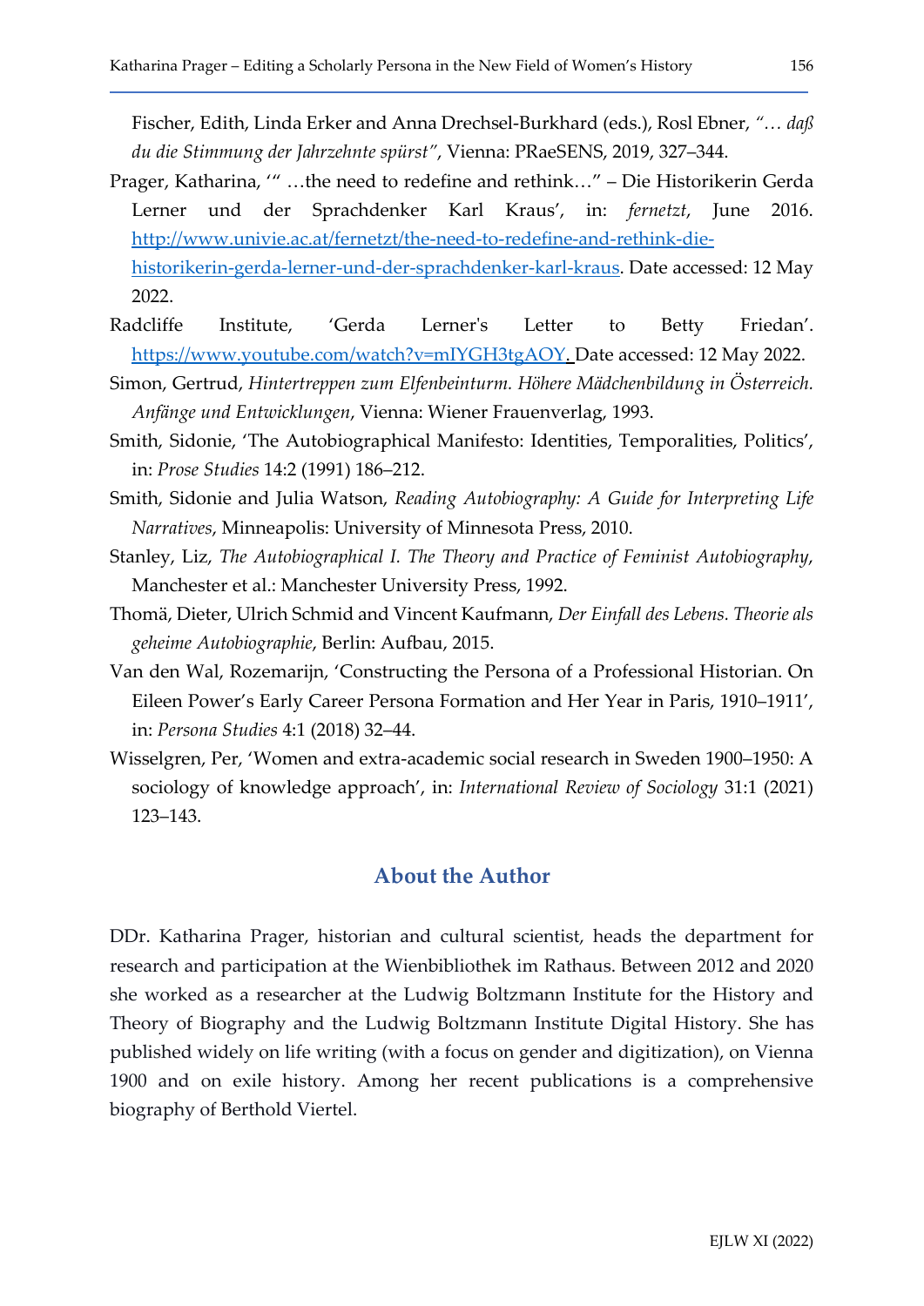Fischer, Edith, Linda Erker and Anna Drechsel-Burkhard (eds.), Rosl Ebner, *"… daß du die Stimmung der Jahrzehnte spürst"*, Vienna: PRaeSENS, 2019, 327–344.

Prager, Katharina, '" …the need to redefine and rethink…" – Die Historikerin Gerda Lerner und der Sprachdenker Karl Kraus', in: *fernetzt*, June 2016. http://www.univie.ac.at/fernetzt/the-need-to-redefine-and-rethink-die-historikerin-gerda-lerner-und-der-sprachdenker-karl-kraus. Date accessed: 12 May 2022.

Radcliffe Institute, 'Gerda Lerner's Letter to Betty Friedan'. https://www.youtube.com/watch?v=mIYGH3tgAOY. Date accessed: 12 May 2022.

Simon, Gertrud, *Hintertreppen zum Elfenbeinturm. Höhere Mädchenbildung in Österreich. Anfänge und Entwicklungen*, Vienna: Wiener Frauenverlag, 1993.

Smith, Sidonie, 'The Autobiographical Manifesto: Identities, Temporalities, Politics', in: *Prose Studies* 14:2 (1991) 186–212.

Smith, Sidonie and Julia Watson, *Reading Autobiography: A Guide for Interpreting Life Narratives*, Minneapolis: University of Minnesota Press, 2010.

Stanley, Liz, *The Autobiographical I. The Theory and Practice of Feminist Autobiography*, Manchester et al.: Manchester University Press, 1992.

Thomä, Dieter, Ulrich Schmid and Vincent Kaufmann, *Der Einfall des Lebens. Theorie als geheime Autobiographie*, Berlin: Aufbau, 2015.

Van den Wal, Rozemarijn, 'Constructing the Persona of a Professional Historian. On Eileen Power's Early Career Persona Formation and Her Year in Paris, 1910–1911', in: *Persona Studies* 4:1 (2018) 32–44.

Wisselgren, Per, 'Women and extra-academic social research in Sweden 1900–1950: A sociology of knowledge approach', in: *International Review of Sociology* 31:1 (2021) 123–143.

## About the Author

DDr. Katharina Prager, historian and cultural scientist, heads the department for research and participation at the Wienbibliothek im Rathaus. Between 2012 and 2020 she worked as a researcher at the Ludwig Boltzmann Institute for the History and Theory of Biography and the Ludwig Boltzmann Institute Digital History. She has published widely on life writing (with a focus on gender and digitization), on Vienna 1900 and on exile history. Among her recent publications is a comprehensive biography of Berthold Viertel.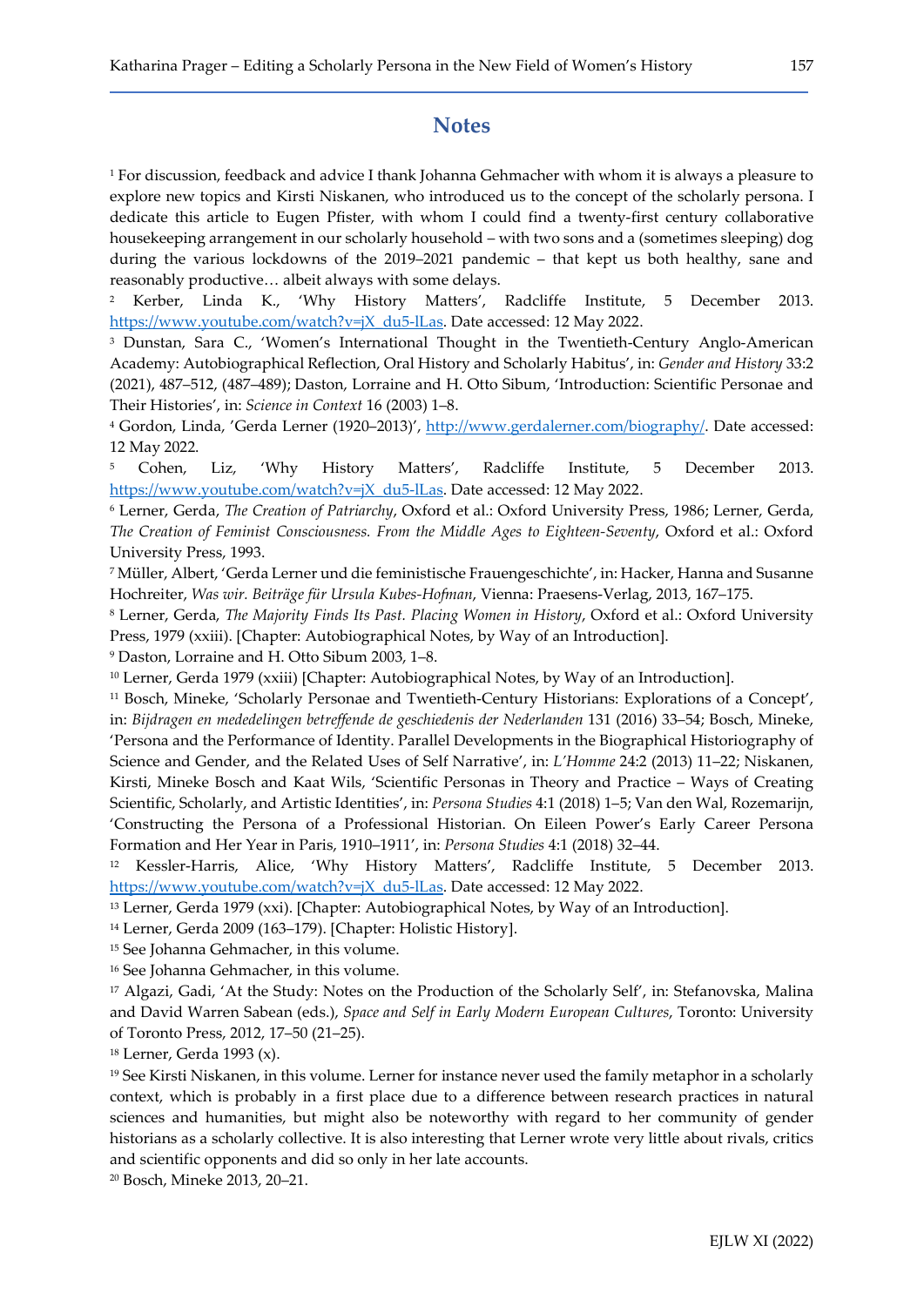## Notes

[1] For discussion, feedback and advice I thank Johanna Gehmacher with whom it is always a pleasure to explore new topics and Kirsti Niskanen, who introduced us to the concept of the scholarly persona. I dedicate this article to Eugen Pfister, with whom I could find a twenty-first century collaborative housekeeping arrangement in our scholarly household – with two sons and a (sometimes sleeping) dog during the various lockdowns of the 2019–2021 pandemic – that kept us both healthy, sane and reasonably productive… albeit always with some delays.

[2] Kerber, Linda K., 'Why History Matters', Radcliffe Institute, 5 December 2013. https://www.youtube.com/watch?v=jX_du5-lLas. Date accessed: 12 May 2022.

[3] Dunstan, Sara C., 'Women's International Thought in the Twentieth-Century Anglo-American Academy: Autobiographical Reflection, Oral History and Scholarly Habitus', in: *Gender and History* 33:2 (2021), 487–512, (487–489); Daston, Lorraine and H. Otto Sibum, 'Introduction: Scientific Personae and Their Histories', in: *Science in Context* 16 (2003) 1–8.

[4] Gordon, Linda, 'Gerda Lerner (1920–2013)', http://www.gerdalerner.com/biography/. Date accessed: 12 May 2022.

[5] Cohen, Liz, 'Why History Matters', Radcliffe Institute, 5 December 2013. https://www.youtube.com/watch?v=jX_du5-lLas. Date accessed: 12 May 2022.

[6] Lerner, Gerda, *The Creation of Patriarchy*, Oxford et al.: Oxford University Press, 1986; Lerner, Gerda, *The Creation of Feminist Consciousness. From the Middle Ages to Eighteen-Seventy*, Oxford et al.: Oxford University Press, 1993.

[7] Müller, Albert, 'Gerda Lerner und die feministische Frauengeschichte', in: Hacker, Hanna and Susanne Hochreiter, *Was wir. Beiträge für Ursula Kubes-Hofman*, Vienna: Praesens-Verlag, 2013, 167–175.

[8] Lerner, Gerda, *The Majority Finds Its Past. Placing Women in History*, Oxford et al.: Oxford University Press, 1979 (xxiii). [Chapter: Autobiographical Notes, by Way of an Introduction].

[9] Daston, Lorraine and H. Otto Sibum 2003, 1–8.

[10] Lerner, Gerda 1979 (xxiii) [Chapter: Autobiographical Notes, by Way of an Introduction].

[11] Bosch, Mineke, 'Scholarly Personae and Twentieth-Century Historians: Explorations of a Concept', in: *Bijdragen en mededelingen betreffende de geschiedenis der Nederlanden* 131 (2016) 33–54; Bosch, Mineke, 'Persona and the Performance of Identity. Parallel Developments in the Biographical Historiography of Science and Gender, and the Related Uses of Self Narrative', in: *L'Homme* 24:2 (2013) 11–22; Niskanen, Kirsti, Mineke Bosch and Kaat Wils, 'Scientific Personas in Theory and Practice – Ways of Creating Scientific, Scholarly, and Artistic Identities', in: *Persona Studies* 4:1 (2018) 1–5; Van den Wal, Rozemarijn, 'Constructing the Persona of a Professional Historian. On Eileen Power's Early Career Persona Formation and Her Year in Paris, 1910–1911', in: *Persona Studies* 4:1 (2018) 32–44.

[12] Kessler-Harris, Alice, 'Why History Matters', Radcliffe Institute, 5 December 2013. https://www.youtube.com/watch?v=jX_du5-lLas. Date accessed: 12 May 2022.

[13] Lerner, Gerda 1979 (xxi). [Chapter: Autobiographical Notes, by Way of an Introduction].

[14] Lerner, Gerda 2009 (163–179). [Chapter: Holistic History].

[15] See Johanna Gehmacher, in this volume.

[16] See Johanna Gehmacher, in this volume.

[17] Algazi, Gadi, 'At the Study: Notes on the Production of the Scholarly Self', in: Stefanovska, Malina and David Warren Sabean (eds.), *Space and Self in Early Modern European Cultures*, Toronto: University of Toronto Press, 2012, 17–50 (21–25).

[18] Lerner, Gerda 1993 (x).

[19] See Kirsti Niskanen, in this volume. Lerner for instance never used the family metaphor in a scholarly context, which is probably in a first place due to a difference between research practices in natural sciences and humanities, but might also be noteworthy with regard to her community of gender historians as a scholarly collective. It is also interesting that Lerner wrote very little about rivals, critics and scientific opponents and did so only in her late accounts.

[20] Bosch, Mineke 2013, 20–21.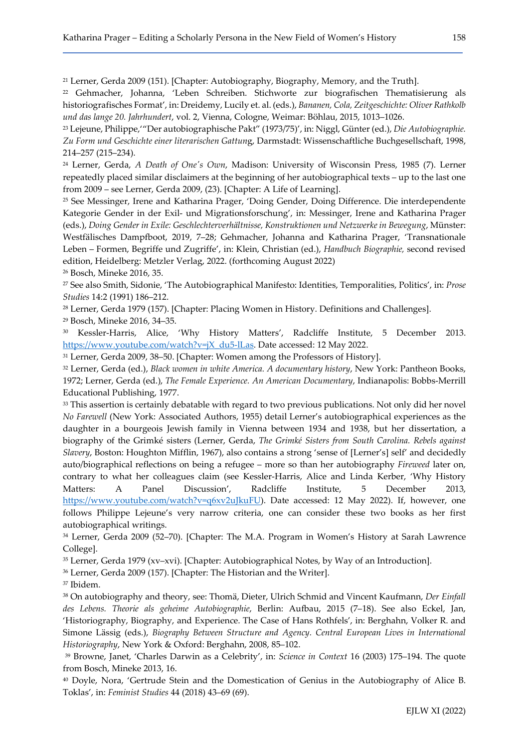[21] Lerner, Gerda 2009 (151). [Chapter: Autobiography, Biography, Memory, and the Truth].

[22] Gehmacher, Johanna, 'Leben Schreiben. Stichworte zur biografischen Thematisierung als historiografisches Format', in: Dreidemy, Lucily et. al. (eds.), *Bananen, Cola, Zeitgeschichte: Oliver Rathkolb und das lange 20. Jahrhundert*, vol. 2, Vienna, Cologne, Weimar: Böhlau, 2015, 1013–1026.

[23] Lejeune, Philippe,'"Der autobiographische Pakt" (1973/75)', in: Niggl, Günter (ed.), *Die Autobiographie. Zu Form und Geschichte einer literarischen Gattung*, Darmstadt: Wissenschaftliche Buchgesellschaft, 1998, 214–257 (215–234).

[24] Lerner, Gerda, *A Death of One's Own*, Madison: University of Wisconsin Press, 1985 (7). Lerner repeatedly placed similar disclaimers at the beginning of her autobiographical texts – up to the last one from 2009 – see Lerner, Gerda 2009, (23). [Chapter: A Life of Learning].

[25] See Messinger, Irene and Katharina Prager, 'Doing Gender, Doing Difference. Die interdependente Kategorie Gender in der Exil- und Migrationsforschung', in: Messinger, Irene and Katharina Prager (eds.), *Doing Gender in Exile: Geschlechterverhältnisse, Konstruktionen und Netzwerke in Bewegung*, Münster: Westfälisches Dampfboot, 2019, 7–28; Gehmacher, Johanna and Katharina Prager, 'Transnationale Leben – Formen, Begriffe und Zugriffe', in: Klein, Christian (ed.), *Handbuch Biographie*, second revised edition, Heidelberg: Metzler Verlag, 2022. (forthcoming August 2022)

[26] Bosch, Mineke 2016, 35.

[27] See also Smith, Sidonie, 'The Autobiographical Manifesto: Identities, Temporalities, Politics', in: *Prose Studies* 14:2 (1991) 186–212.

[28] Lerner, Gerda 1979 (157). [Chapter: Placing Women in History. Definitions and Challenges].

[29] Bosch, Mineke 2016, 34–35.

[30] Kessler-Harris, Alice, 'Why History Matters', Radcliffe Institute, 5 December 2013. https://www.youtube.com/watch?v=jX_du5-lLas. Date accessed: 12 May 2022.

[31] Lerner, Gerda 2009, 38–50. [Chapter: Women among the Professors of History].

[32] Lerner, Gerda (ed.), *Black women in white America. A documentary history*, New York: Pantheon Books, 1972; Lerner, Gerda (ed.), *The Female Experience. An American Documentary*, Indianapolis: Bobbs-Merrill Educational Publishing, 1977.

[33] This assertion is certainly debatable with regard to two previous publications. Not only did her novel *No Farewell* (New York: Associated Authors, 1955) detail Lerner's autobiographical experiences as the daughter in a bourgeois Jewish family in Vienna between 1934 and 1938, but her dissertation, a biography of the Grimké sisters (Lerner, Gerda, *The Grimké Sisters from South Carolina. Rebels against Slavery*, Boston: Houghton Mifflin, 1967), also contains a strong 'sense of [Lerner's] self' and decidedly auto/biographical reflections on being a refugee – more so than her autobiography *Fireweed* later on, contrary to what her colleagues claim (see Kessler-Harris, Alice and Linda Kerber, 'Why History Matters: A Panel Discussion', Radcliffe Institute, 5 December 2013, https://www.youtube.com/watch?v=q6xv2uJkuFU). Date accessed: 12 May 2022). If, however, one follows Philippe Lejeune's very narrow criteria, one can consider these two books as her first autobiographical writings.

[34] Lerner, Gerda 2009 (52–70). [Chapter: The M.A. Program in Women's History at Sarah Lawrence College].

[35] Lerner, Gerda 1979 (xv–xvi). [Chapter: Autobiographical Notes, by Way of an Introduction].

[36] Lerner, Gerda 2009 (157). [Chapter: The Historian and the Writer].

[37] Ibidem.

[38] On autobiography and theory, see: Thomä, Dieter, Ulrich Schmid and Vincent Kaufmann, *Der Einfall des Lebens. Theorie als geheime Autobiographie*, Berlin: Aufbau, 2015 (7–18). See also Eckel, Jan, 'Historiography, Biography, and Experience. The Case of Hans Rothfels', in: Berghahn, Volker R. and Simone Lässig (eds.), *Biography Between Structure and Agency. Central European Lives in International Historiography*, New York & Oxford: Berghahn, 2008, 85–102.

[39] Browne, Janet, 'Charles Darwin as a Celebrity', in: *Science in Context* 16 (2003) 175–194. The quote from Bosch, Mineke 2013, 16.

[40] Doyle, Nora, 'Gertrude Stein and the Domestication of Genius in the Autobiography of Alice B. Toklas', in: *Feminist Studies* 44 (2018) 43–69 (69).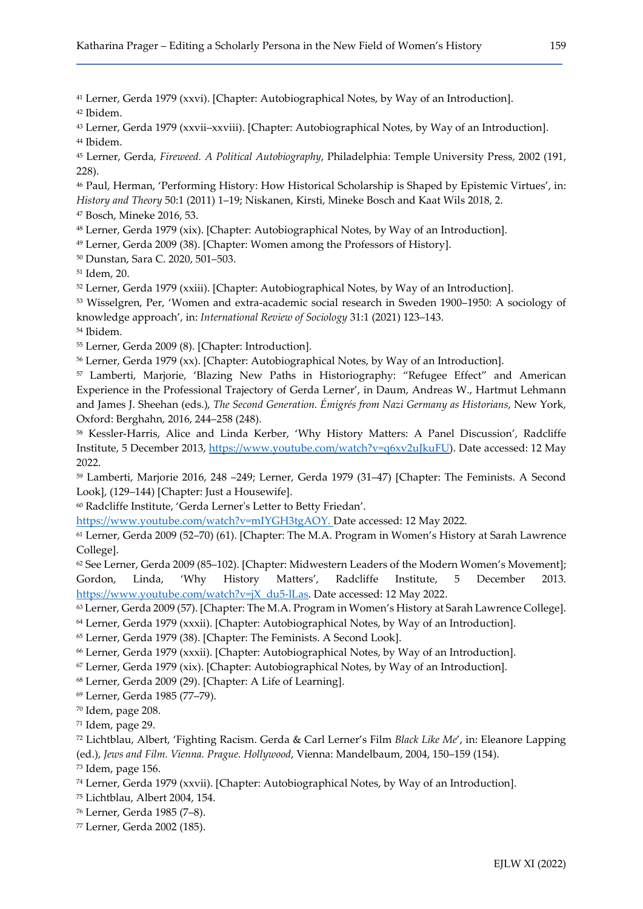[41] Lerner, Gerda 1979 (xxvi). [Chapter: Autobiographical Notes, by Way of an Introduction].
[42] Ibidem.
[43] Lerner, Gerda 1979 (xxvii–xxviii). [Chapter: Autobiographical Notes, by Way of an Introduction].
[44] Ibidem.
[45] Lerner, Gerda, *Fireweed. A Political Autobiography*, Philadelphia: Temple University Press, 2002 (191, 228).
[46] Paul, Herman, 'Performing History: How Historical Scholarship is Shaped by Epistemic Virtues', in: *History and Theory* 50:1 (2011) 1–19; Niskanen, Kirsti, Mineke Bosch and Kaat Wils 2018, 2.
[47] Bosch, Mineke 2016, 53.
[48] Lerner, Gerda 1979 (xix). [Chapter: Autobiographical Notes, by Way of an Introduction].
[49] Lerner, Gerda 2009 (38). [Chapter: Women among the Professors of History].
[50] Dunstan, Sara C. 2020, 501–503.
[51] Idem, 20.
[52] Lerner, Gerda 1979 (xxiii). [Chapter: Autobiographical Notes, by Way of an Introduction].
[53] Wisselgren, Per, 'Women and extra-academic social research in Sweden 1900–1950: A sociology of knowledge approach', in: *International Review of Sociology* 31:1 (2021) 123–143.
[54] Ibidem.
[55] Lerner, Gerda 2009 (8). [Chapter: Introduction].
[56] Lerner, Gerda 1979 (xx). [Chapter: Autobiographical Notes, by Way of an Introduction].
[57] Lamberti, Marjorie, 'Blazing New Paths in Historiography: "Refugee Effect" and American Experience in the Professional Trajectory of Gerda Lerner', in Daum, Andreas W., Hartmut Lehmann and James J. Sheehan (eds.), *The Second Generation. Émigrés from Nazi Germany as Historians*, New York, Oxford: Berghahn, 2016, 244–258 (248).
[58] Kessler-Harris, Alice and Linda Kerber, 'Why History Matters: A Panel Discussion', Radcliffe Institute, 5 December 2013, https://www.youtube.com/watch?v=q6xv2uJkuFU). Date accessed: 12 May 2022.
[59] Lamberti, Marjorie 2016, 248 –249; Lerner, Gerda 1979 (31–47) [Chapter: The Feminists. A Second Look], (129–144) [Chapter: Just a Housewife].
[60] Radcliffe Institute, 'Gerda Lerner's Letter to Betty Friedan'.
https://www.youtube.com/watch?v=mIYGH3tgAOY. Date accessed: 12 May 2022.
[61] Lerner, Gerda 2009 (52–70) (61). [Chapter: The M.A. Program in Women's History at Sarah Lawrence College].
[62] See Lerner, Gerda 2009 (85–102). [Chapter: Midwestern Leaders of the Modern Women's Movement]; Gordon, Linda, 'Why History Matters', Radcliffe Institute, 5 December 2013. https://www.youtube.com/watch?v=jX_du5-lLas. Date accessed: 12 May 2022.
[63] Lerner, Gerda 2009 (57). [Chapter: The M.A. Program in Women's History at Sarah Lawrence College].
[64] Lerner, Gerda 1979 (xxxii). [Chapter: Autobiographical Notes, by Way of an Introduction].
[65] Lerner, Gerda 1979 (38). [Chapter: The Feminists. A Second Look].
[66] Lerner, Gerda 1979 (xxxii). [Chapter: Autobiographical Notes, by Way of an Introduction].
[67] Lerner, Gerda 1979 (xix). [Chapter: Autobiographical Notes, by Way of an Introduction].
[68] Lerner, Gerda 2009 (29). [Chapter: A Life of Learning].
[69] Lerner, Gerda 1985 (77–79).
[70] Idem, page 208.
[71] Idem, page 29.
[72] Lichtblau, Albert, 'Fighting Racism. Gerda & Carl Lerner's Film *Black Like Me*', in: Eleanore Lapping (ed.), *Jews and Film. Vienna. Prague. Hollywood*, Vienna: Mandelbaum, 2004, 150–159 (154).
[73] Idem, page 156.
[74] Lerner, Gerda 1979 (xxvii). [Chapter: Autobiographical Notes, by Way of an Introduction].
[75] Lichtblau, Albert 2004, 154.
[76] Lerner, Gerda 1985 (7–8).
[77] Lerner, Gerda 2002 (185).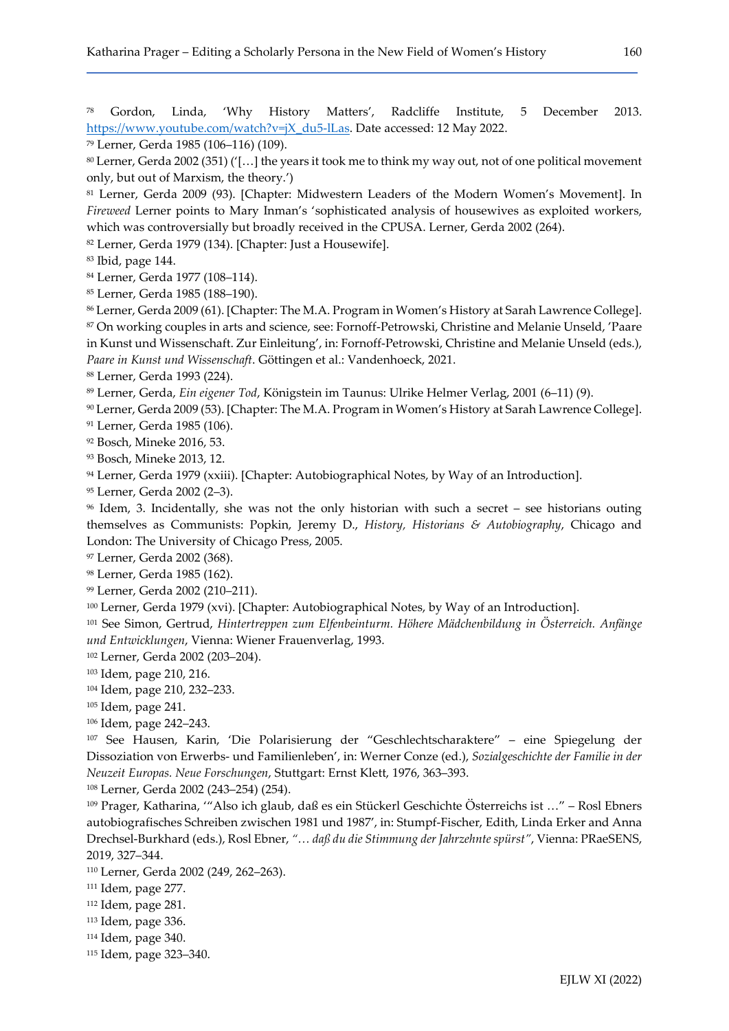[78] Gordon, Linda, 'Why History Matters', Radcliffe Institute, 5 December 2013. https://www.youtube.com/watch?v=jX_du5-lLas. Date accessed: 12 May 2022.

[79] Lerner, Gerda 1985 (106–116) (109).

[80] Lerner, Gerda 2002 (351) ('[…] the years it took me to think my way out, not of one political movement only, but out of Marxism, the theory.')

[81] Lerner, Gerda 2009 (93). [Chapter: Midwestern Leaders of the Modern Women's Movement]. In *Fireweed* Lerner points to Mary Inman's 'sophisticated analysis of housewives as exploited workers, which was controversially but broadly received in the CPUSA. Lerner, Gerda 2002 (264).

[82] Lerner, Gerda 1979 (134). [Chapter: Just a Housewife].

[83] Ibid, page 144.

[84] Lerner, Gerda 1977 (108–114).

[85] Lerner, Gerda 1985 (188–190).

[86] Lerner, Gerda 2009 (61). [Chapter: The M.A. Program in Women's History at Sarah Lawrence College].

[87] On working couples in arts and science, see: Fornoff-Petrowski, Christine and Melanie Unseld, 'Paare in Kunst und Wissenschaft. Zur Einleitung', in: Fornoff-Petrowski, Christine and Melanie Unseld (eds.), *Paare in Kunst und Wissenschaft*. Göttingen et al.: Vandenhoeck, 2021.

[88] Lerner, Gerda 1993 (224).

[89] Lerner, Gerda, *Ein eigener Tod*, Königstein im Taunus: Ulrike Helmer Verlag, 2001 (6–11) (9).

[90] Lerner, Gerda 2009 (53). [Chapter: The M.A. Program in Women's History at Sarah Lawrence College].

[91] Lerner, Gerda 1985 (106).

[92] Bosch, Mineke 2016, 53.

[93] Bosch, Mineke 2013, 12.

[94] Lerner, Gerda 1979 (xxiii). [Chapter: Autobiographical Notes, by Way of an Introduction].

[95] Lerner, Gerda 2002 (2–3).

[96] Idem, 3. Incidentally, she was not the only historian with such a secret – see historians outing themselves as Communists: Popkin, Jeremy D., *History, Historians & Autobiography*, Chicago and London: The University of Chicago Press, 2005.

[97] Lerner, Gerda 2002 (368).

[98] Lerner, Gerda 1985 (162).

[99] Lerner, Gerda 2002 (210–211).

[100] Lerner, Gerda 1979 (xvi). [Chapter: Autobiographical Notes, by Way of an Introduction].

[101] See Simon, Gertrud, *Hintertreppen zum Elfenbeinturm. Höhere Mädchenbildung in Österreich. Anfänge und Entwicklungen*, Vienna: Wiener Frauenverlag, 1993.

[102] Lerner, Gerda 2002 (203–204).

[103] Idem, page 210, 216.

[104] Idem, page 210, 232–233.

[105] Idem, page 241.

[106] Idem, page 242–243.

[107] See Hausen, Karin, 'Die Polarisierung der "Geschlechtscharaktere" – eine Spiegelung der Dissoziation von Erwerbs- und Familienleben', in: Werner Conze (ed.), *Sozialgeschichte der Familie in der Neuzeit Europas. Neue Forschungen*, Stuttgart: Ernst Klett, 1976, 363–393.

[108] Lerner, Gerda 2002 (243–254) (254).

[109] Prager, Katharina, '"Also ich glaub, daß es ein Stückerl Geschichte Österreichs ist …" – Rosl Ebners autobiografisches Schreiben zwischen 1981 und 1987', in: Stumpf-Fischer, Edith, Linda Erker and Anna Drechsel-Burkhard (eds.), Rosl Ebner, *"… daß du die Stimmung der Jahrzehnte spürst"*, Vienna: PRaeSENS, 2019, 327–344.

[110] Lerner, Gerda 2002 (249, 262–263).

[111] Idem, page 277.

[112] Idem, page 281.

[113] Idem, page 336.

[114] Idem, page 340.

[115] Idem, page 323–340.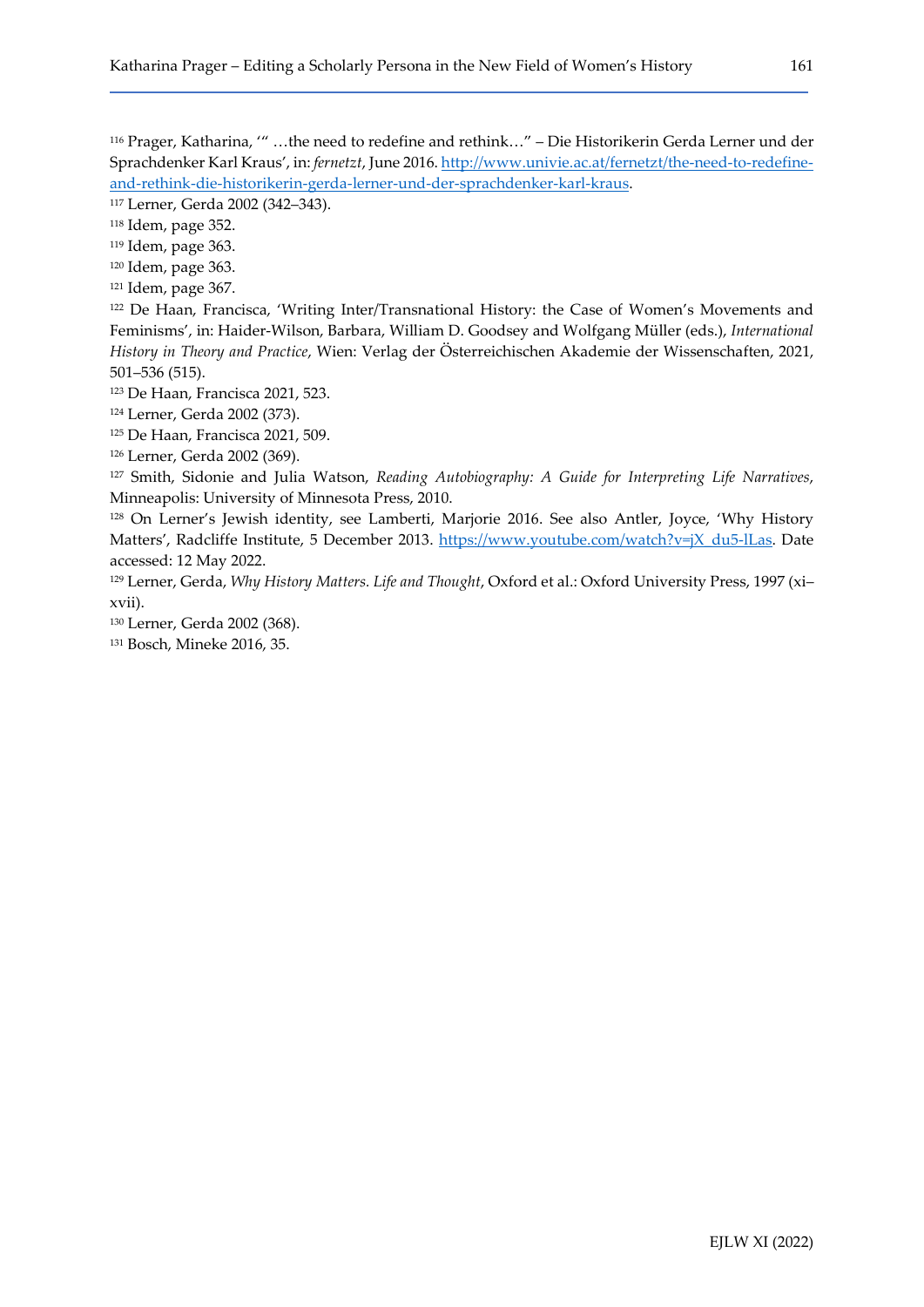[116] Prager, Katharina, '" …the need to redefine and rethink…" – Die Historikerin Gerda Lerner und der Sprachdenker Karl Kraus', in: *fernetzt*, June 2016. http://www.univie.ac.at/fernetzt/the-need-to-redefine-and-rethink-die-historikerin-gerda-lerner-und-der-sprachdenker-karl-kraus.

[117] Lerner, Gerda 2002 (342–343).

[118] Idem, page 352.

[119] Idem, page 363.

[120] Idem, page 363.

[121] Idem, page 367.

[122] De Haan, Francisca, 'Writing Inter/Transnational History: the Case of Women's Movements and Feminisms', in: Haider-Wilson, Barbara, William D. Goodsey and Wolfgang Müller (eds.), *International History in Theory and Practice*, Wien: Verlag der Österreichischen Akademie der Wissenschaften, 2021, 501–536 (515).

[123] De Haan, Francisca 2021, 523.

[124] Lerner, Gerda 2002 (373).

[125] De Haan, Francisca 2021, 509.

[126] Lerner, Gerda 2002 (369).

[127] Smith, Sidonie and Julia Watson, *Reading Autobiography: A Guide for Interpreting Life Narratives*, Minneapolis: University of Minnesota Press, 2010.

[128] On Lerner's Jewish identity, see Lamberti, Marjorie 2016. See also Antler, Joyce, 'Why History Matters', Radcliffe Institute, 5 December 2013. https://www.youtube.com/watch?v=jX_du5-lLas. Date accessed: 12 May 2022.

[129] Lerner, Gerda, *Why History Matters. Life and Thought*, Oxford et al.: Oxford University Press, 1997 (xi–xvii).

[130] Lerner, Gerda 2002 (368).

[131] Bosch, Mineke 2016, 35.